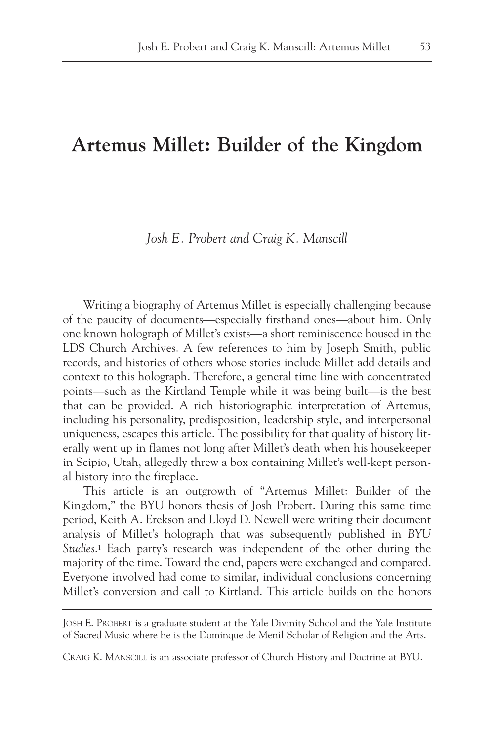# Artemus Millet: Builder of the Kingdom

*Josh E. Probert and Craig K. Manscill*

Writing a biography of Artemus Millet is especially challenging because of the paucity of documents—especially firsthand ones—about him. Only one known holograph of Millet's exists—a short reminiscence housed in the LDS Church Archives. A few references to him by Joseph Smith, public records, and histories of others whose stories include Millet add details and context to this holograph. Therefore, a general time line with concentrated points—such as the Kirtland Temple while it was being built—is the best that can be provided. A rich historiographic interpretation of Artemus, including his personality, predisposition, leadership style, and interpersonal uniqueness, escapes this article. The possibility for that quality of history literally went up in flames not long after Millet's death when his housekeeper in Scipio, Utah, allegedly threw a box containing Millet's well-kept personal history into the fireplace.

This article is an outgrowth of "Artemus Millet: Builder of the Kingdom," the BYU honors thesis of Josh Probert. During this same time period, Keith A. Erekson and Lloyd D. Newell were writing their document analysis of Millet's holograph that was subsequently published in *BYU Studies*.[1] Each party's research was independent of the other during the majority of the time. Toward the end, papers were exchanged and compared. Everyone involved had come to similar, individual conclusions concerning Millet's conversion and call to Kirtland. This article builds on the honors

---

JOSH E. PROBERT is a graduate student at the Yale Divinity School and the Yale Institute of Sacred Music where he is the Dominque de Menil Scholar of Religion and the Arts.

CRAIG K. MANSCILL is an associate professor of Church History and Doctrine at BYU.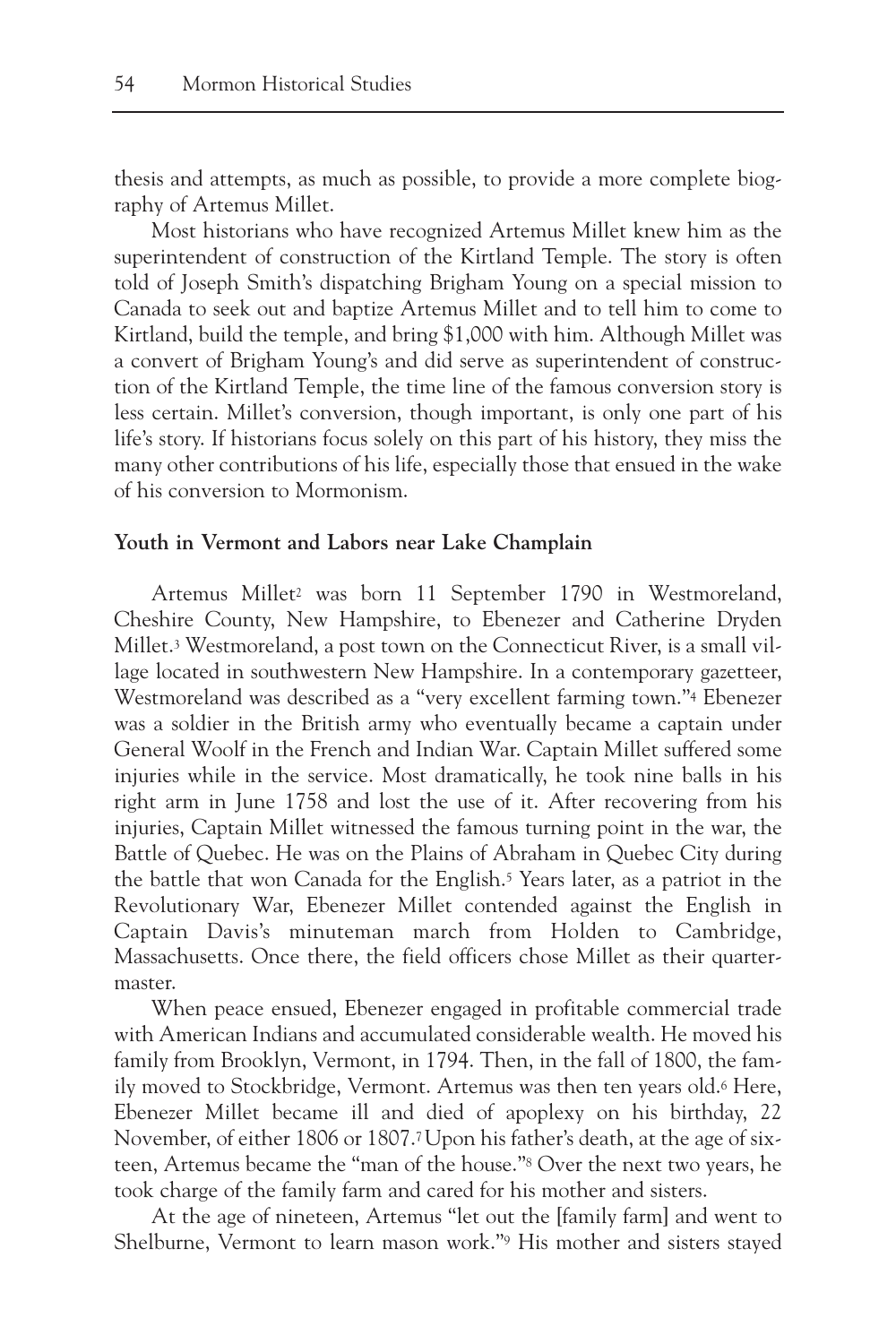thesis and attempts, as much as possible, to provide a more complete biography of Artemus Millet.

Most historians who have recognized Artemus Millet knew him as the superintendent of construction of the Kirtland Temple. The story is often told of Joseph Smith's dispatching Brigham Young on a special mission to Canada to seek out and baptize Artemus Millet and to tell him to come to Kirtland, build the temple, and bring $1,000 with him. Although Millet was a convert of Brigham Young's and did serve as superintendent of construction of the Kirtland Temple, the time line of the famous conversion story is less certain. Millet's conversion, though important, is only one part of his life's story. If historians focus solely on this part of his history, they miss the many other contributions of his life, especially those that ensued in the wake of his conversion to Mormonism.

**Youth in Vermont and Labors near Lake Champlain**

Artemus Millet[2] was born 11 September 1790 in Westmoreland, Cheshire County, New Hampshire, to Ebenezer and Catherine Dryden Millet.[3] Westmoreland, a post town on the Connecticut River, is a small village located in southwestern New Hampshire. In a contemporary gazetteer, Westmoreland was described as a "very excellent farming town."[4] Ebenezer was a soldier in the British army who eventually became a captain under General Woolf in the French and Indian War. Captain Millet suffered some injuries while in the service. Most dramatically, he took nine balls in his right arm in June 1758 and lost the use of it. After recovering from his injuries, Captain Millet witnessed the famous turning point in the war, the Battle of Quebec. He was on the Plains of Abraham in Quebec City during the battle that won Canada for the English.[5] Years later, as a patriot in the Revolutionary War, Ebenezer Millet contended against the English in Captain Davis's minuteman march from Holden to Cambridge, Massachusetts. Once there, the field officers chose Millet as their quartermaster.

When peace ensued, Ebenezer engaged in profitable commercial trade with American Indians and accumulated considerable wealth. He moved his family from Brooklyn, Vermont, in 1794. Then, in the fall of 1800, the family moved to Stockbridge, Vermont. Artemus was then ten years old.[6] Here, Ebenezer Millet became ill and died of apoplexy on his birthday, 22 November, of either 1806 or 1807.[7] Upon his father's death, at the age of sixteen, Artemus became the "man of the house."[8] Over the next two years, he took charge of the family farm and cared for his mother and sisters.

At the age of nineteen, Artemus "let out the [family farm] and went to Shelburne, Vermont to learn mason work."[9] His mother and sisters stayed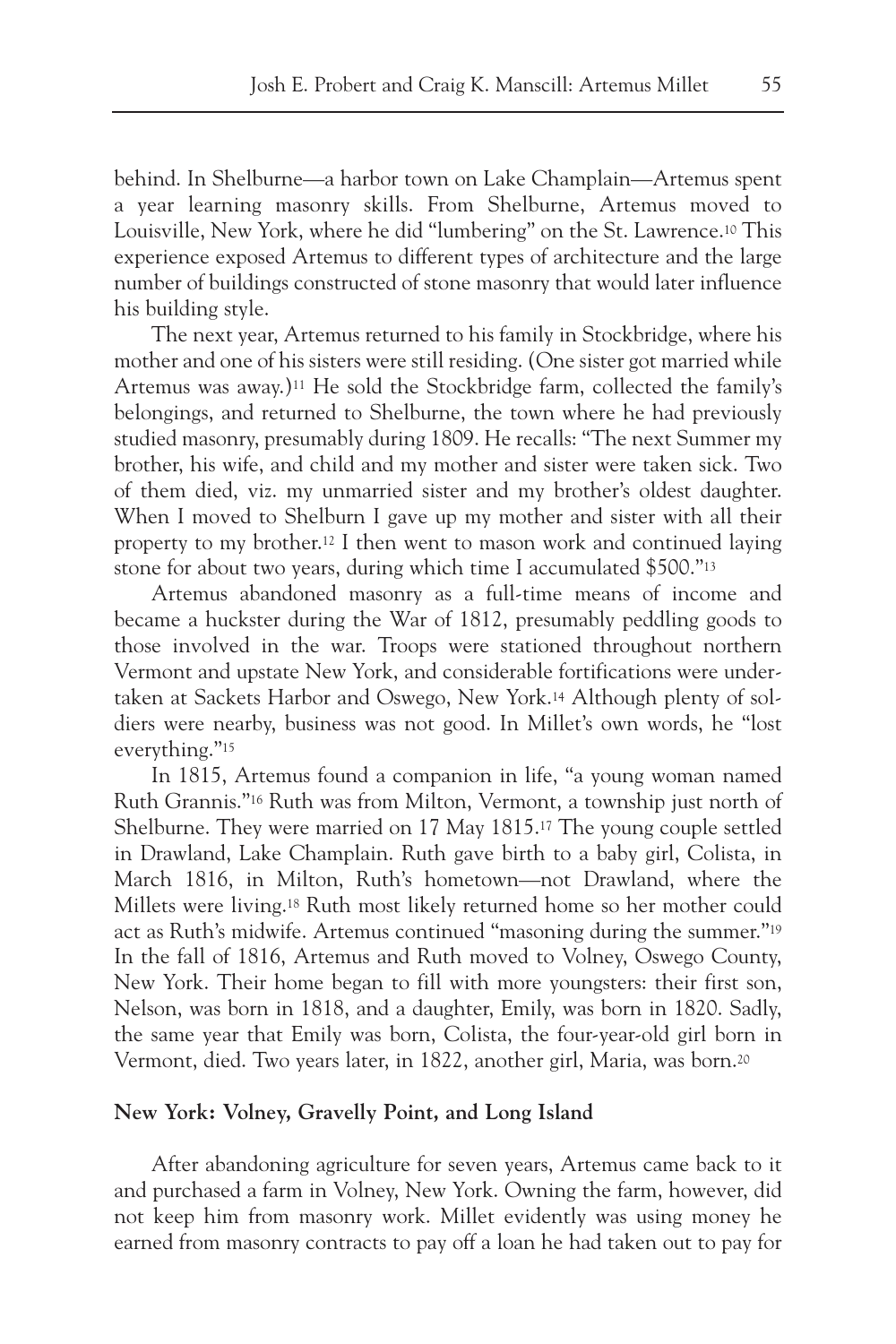behind. In Shelburne—a harbor town on Lake Champlain—Artemus spent a year learning masonry skills. From Shelburne, Artemus moved to Louisville, New York, where he did "lumbering" on the St. Lawrence.[10] This experience exposed Artemus to different types of architecture and the large number of buildings constructed of stone masonry that would later influence his building style.

The next year, Artemus returned to his family in Stockbridge, where his mother and one of his sisters were still residing. (One sister got married while Artemus was away.)[11] He sold the Stockbridge farm, collected the family's belongings, and returned to Shelburne, the town where he had previously studied masonry, presumably during 1809. He recalls: "The next Summer my brother, his wife, and child and my mother and sister were taken sick. Two of them died, viz. my unmarried sister and my brother's oldest daughter. When I moved to Shelburn I gave up my mother and sister with all their property to my brother.[12] I then went to mason work and continued laying stone for about two years, during which time I accumulated $500."[13]

Artemus abandoned masonry as a full-time means of income and became a huckster during the War of 1812, presumably peddling goods to those involved in the war. Troops were stationed throughout northern Vermont and upstate New York, and considerable fortifications were undertaken at Sackets Harbor and Oswego, New York.[14] Although plenty of soldiers were nearby, business was not good. In Millet's own words, he "lost everything."[15]

In 1815, Artemus found a companion in life, "a young woman named Ruth Grannis."[16] Ruth was from Milton, Vermont, a township just north of Shelburne. They were married on 17 May 1815.[17] The young couple settled in Drawland, Lake Champlain. Ruth gave birth to a baby girl, Colista, in March 1816, in Milton, Ruth's hometown—not Drawland, where the Millets were living.[18] Ruth most likely returned home so her mother could act as Ruth's midwife. Artemus continued "masoning during the summer."[19] In the fall of 1816, Artemus and Ruth moved to Volney, Oswego County, New York. Their home began to fill with more youngsters: their first son, Nelson, was born in 1818, and a daughter, Emily, was born in 1820. Sadly, the same year that Emily was born, Colista, the four-year-old girl born in Vermont, died. Two years later, in 1822, another girl, Maria, was born.[20]

## New York: Volney, Gravelly Point, and Long Island

After abandoning agriculture for seven years, Artemus came back to it and purchased a farm in Volney, New York. Owning the farm, however, did not keep him from masonry work. Millet evidently was using money he earned from masonry contracts to pay off a loan he had taken out to pay for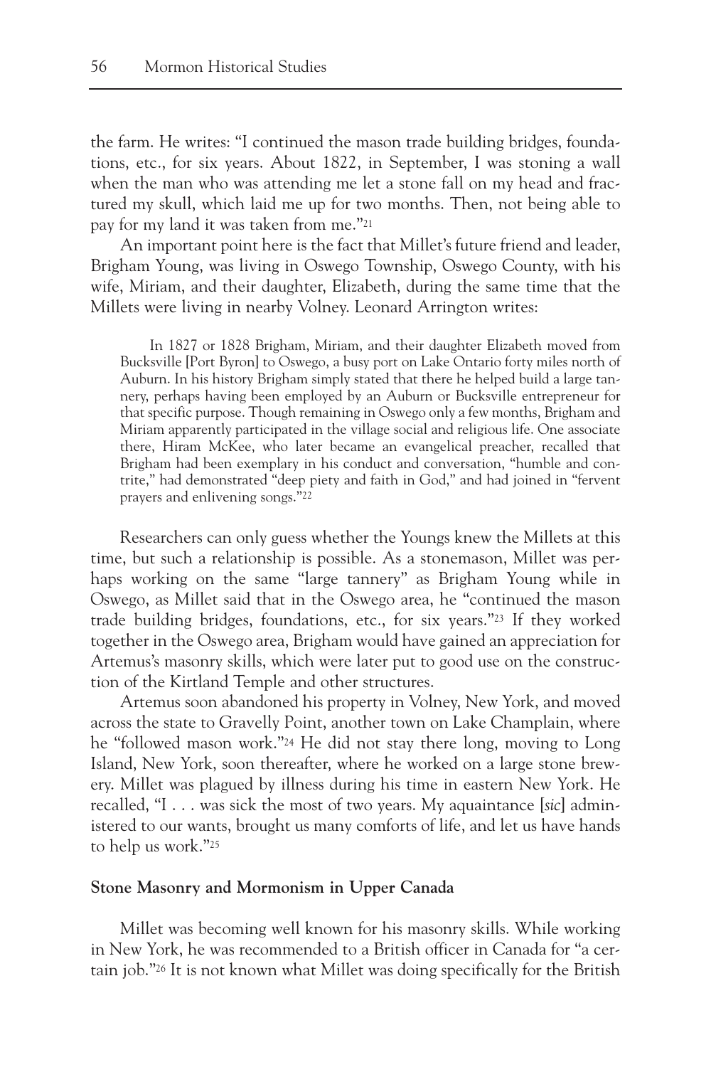the farm. He writes: "I continued the mason trade building bridges, foundations, etc., for six years. About 1822, in September, I was stoning a wall when the man who was attending me let a stone fall on my head and fractured my skull, which laid me up for two months. Then, not being able to pay for my land it was taken from me."[21]

An important point here is the fact that Millet's future friend and leader, Brigham Young, was living in Oswego Township, Oswego County, with his wife, Miriam, and their daughter, Elizabeth, during the same time that the Millets were living in nearby Volney. Leonard Arrington writes:

> In 1827 or 1828 Brigham, Miriam, and their daughter Elizabeth moved from Bucksville [Port Byron] to Oswego, a busy port on Lake Ontario forty miles north of Auburn. In his history Brigham simply stated that there he helped build a large tannery, perhaps having been employed by an Auburn or Bucksville entrepreneur for that specific purpose. Though remaining in Oswego only a few months, Brigham and Miriam apparently participated in the village social and religious life. One associate there, Hiram McKee, who later became an evangelical preacher, recalled that Brigham had been exemplary in his conduct and conversation, "humble and contrite," had demonstrated "deep piety and faith in God," and had joined in "fervent prayers and enlivening songs."[22]

Researchers can only guess whether the Youngs knew the Millets at this time, but such a relationship is possible. As a stonemason, Millet was perhaps working on the same "large tannery" as Brigham Young while in Oswego, as Millet said that in the Oswego area, he "continued the mason trade building bridges, foundations, etc., for six years."[23] If they worked together in the Oswego area, Brigham would have gained an appreciation for Artemus's masonry skills, which were later put to good use on the construction of the Kirtland Temple and other structures.

Artemus soon abandoned his property in Volney, New York, and moved across the state to Gravelly Point, another town on Lake Champlain, where he "followed mason work."[24] He did not stay there long, moving to Long Island, New York, soon thereafter, where he worked on a large stone brewery. Millet was plagued by illness during his time in eastern New York. He recalled, "I . . . was sick the most of two years. My aquaintance [*sic*] administered to our wants, brought us many comforts of life, and let us have hands to help us work."[25]

**Stone Masonry and Mormonism in Upper Canada**

Millet was becoming well known for his masonry skills. While working in New York, he was recommended to a British officer in Canada for "a certain job."[26] It is not known what Millet was doing specifically for the British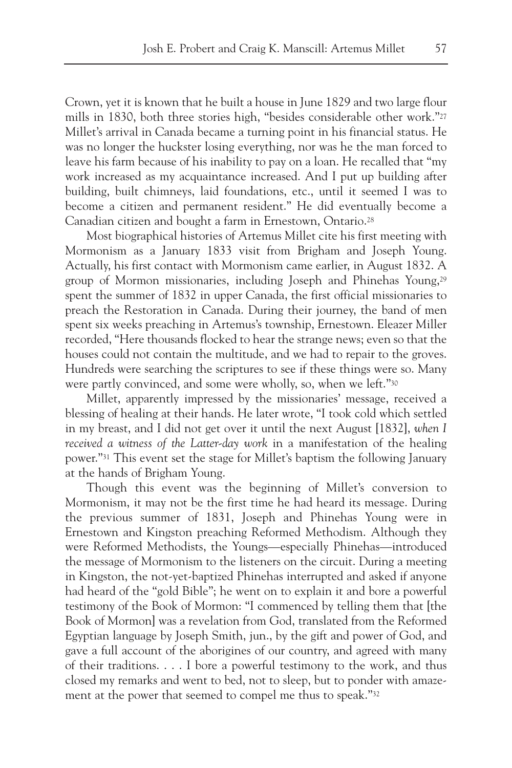Crown, yet it is known that he built a house in June 1829 and two large flour mills in 1830, both three stories high, "besides considerable other work."[27] Millet's arrival in Canada became a turning point in his financial status. He was no longer the huckster losing everything, nor was he the man forced to leave his farm because of his inability to pay on a loan. He recalled that "my work increased as my acquaintance increased. And I put up building after building, built chimneys, laid foundations, etc., until it seemed I was to become a citizen and permanent resident." He did eventually become a Canadian citizen and bought a farm in Ernestown, Ontario.[28]

Most biographical histories of Artemus Millet cite his first meeting with Mormonism as a January 1833 visit from Brigham and Joseph Young. Actually, his first contact with Mormonism came earlier, in August 1832. A group of Mormon missionaries, including Joseph and Phinehas Young,[29] spent the summer of 1832 in upper Canada, the first official missionaries to preach the Restoration in Canada. During their journey, the band of men spent six weeks preaching in Artemus's township, Ernestown. Eleazer Miller recorded, "Here thousands flocked to hear the strange news; even so that the houses could not contain the multitude, and we had to repair to the groves. Hundreds were searching the scriptures to see if these things were so. Many were partly convinced, and some were wholly, so, when we left."[30]

Millet, apparently impressed by the missionaries' message, received a blessing of healing at their hands. He later wrote, "I took cold which settled in my breast, and I did not get over it until the next August [1832], *when I received a witness of the Latter-day work* in a manifestation of the healing power."[31] This event set the stage for Millet's baptism the following January at the hands of Brigham Young.

Though this event was the beginning of Millet's conversion to Mormonism, it may not be the first time he had heard its message. During the previous summer of 1831, Joseph and Phinehas Young were in Ernestown and Kingston preaching Reformed Methodism. Although they were Reformed Methodists, the Youngs—especially Phinehas—introduced the message of Mormonism to the listeners on the circuit. During a meeting in Kingston, the not-yet-baptized Phinehas interrupted and asked if anyone had heard of the "gold Bible"; he went on to explain it and bore a powerful testimony of the Book of Mormon: "I commenced by telling them that [the Book of Mormon] was a revelation from God, translated from the Reformed Egyptian language by Joseph Smith, jun., by the gift and power of God, and gave a full account of the aborigines of our country, and agreed with many of their traditions. . . . I bore a powerful testimony to the work, and thus closed my remarks and went to bed, not to sleep, but to ponder with amazement at the power that seemed to compel me thus to speak."[32]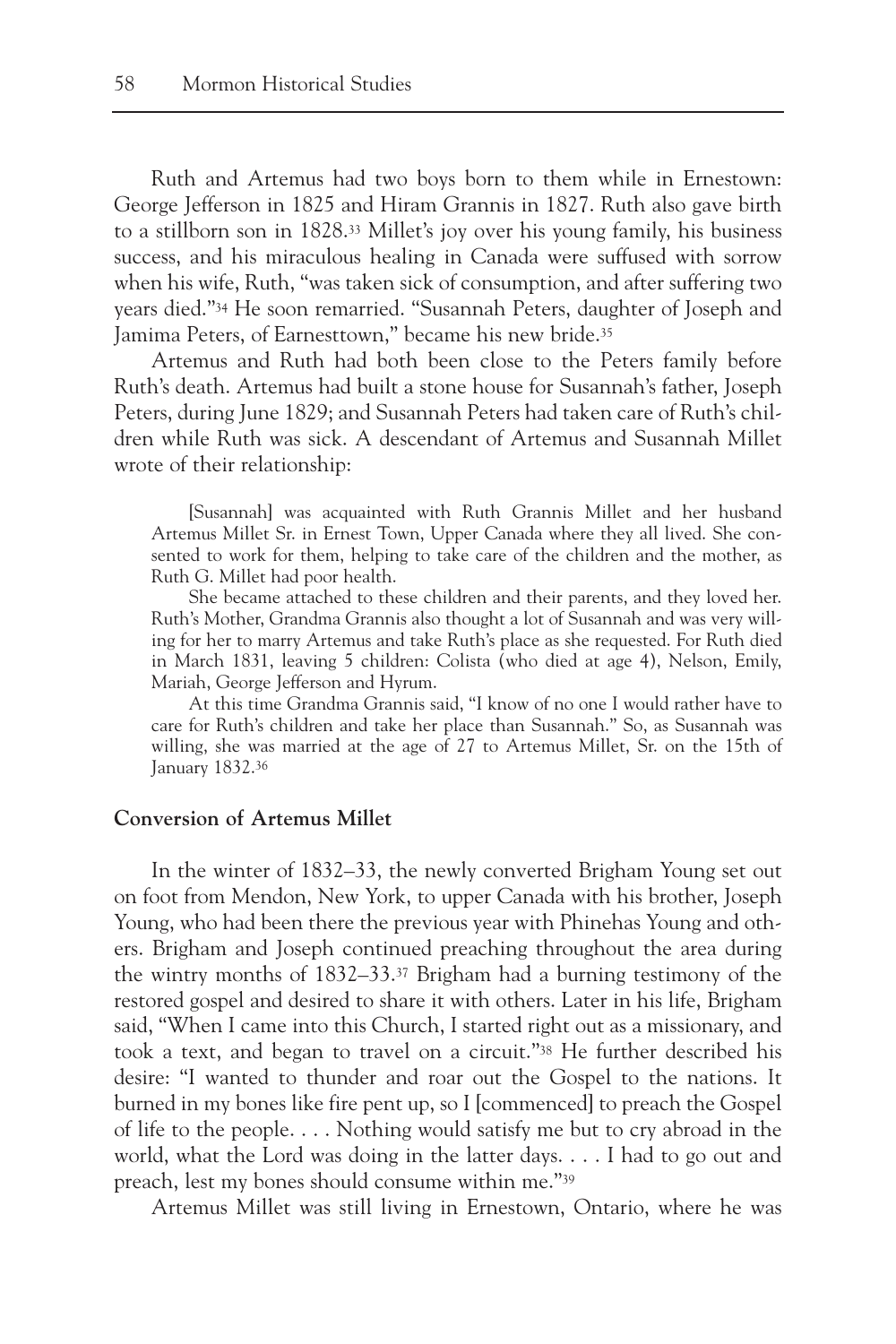Ruth and Artemus had two boys born to them while in Ernestown: George Jefferson in 1825 and Hiram Grannis in 1827. Ruth also gave birth to a stillborn son in 1828.[33] Millet's joy over his young family, his business success, and his miraculous healing in Canada were suffused with sorrow when his wife, Ruth, "was taken sick of consumption, and after suffering two years died."[34] He soon remarried. "Susannah Peters, daughter of Joseph and Jamima Peters, of Earnesttown," became his new bride.[35]

Artemus and Ruth had both been close to the Peters family before Ruth's death. Artemus had built a stone house for Susannah's father, Joseph Peters, during June 1829; and Susannah Peters had taken care of Ruth's children while Ruth was sick. A descendant of Artemus and Susannah Millet wrote of their relationship:

> [Susannah] was acquainted with Ruth Grannis Millet and her husband Artemus Millet Sr. in Ernest Town, Upper Canada where they all lived. She consented to work for them, helping to take care of the children and the mother, as Ruth G. Millet had poor health.
>
> She became attached to these children and their parents, and they loved her. Ruth's Mother, Grandma Grannis also thought a lot of Susannah and was very willing for her to marry Artemus and take Ruth's place as she requested. For Ruth died in March 1831, leaving 5 children: Colista (who died at age 4), Nelson, Emily, Mariah, George Jefferson and Hyrum.
>
> At this time Grandma Grannis said, "I know of no one I would rather have to care for Ruth's children and take her place than Susannah." So, as Susannah was willing, she was married at the age of 27 to Artemus Millet, Sr. on the 15th of January 1832.[36]

**Conversion of Artemus Millet**

In the winter of 1832–33, the newly converted Brigham Young set out on foot from Mendon, New York, to upper Canada with his brother, Joseph Young, who had been there the previous year with Phinehas Young and others. Brigham and Joseph continued preaching throughout the area during the wintry months of 1832–33.[37] Brigham had a burning testimony of the restored gospel and desired to share it with others. Later in his life, Brigham said, "When I came into this Church, I started right out as a missionary, and took a text, and began to travel on a circuit."[38] He further described his desire: "I wanted to thunder and roar out the Gospel to the nations. It burned in my bones like fire pent up, so I [commenced] to preach the Gospel of life to the people. . . . Nothing would satisfy me but to cry abroad in the world, what the Lord was doing in the latter days. . . . I had to go out and preach, lest my bones should consume within me."[39]

Artemus Millet was still living in Ernestown, Ontario, where he was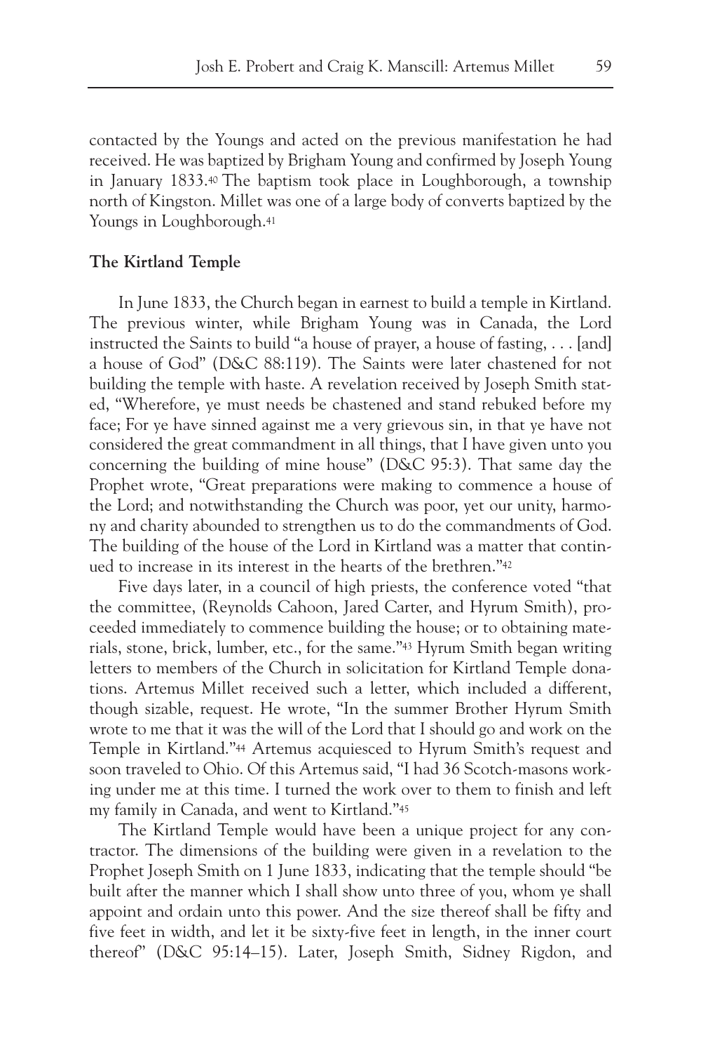contacted by the Youngs and acted on the previous manifestation he had received. He was baptized by Brigham Young and confirmed by Joseph Young in January 1833.[40] The baptism took place in Loughborough, a township north of Kingston. Millet was one of a large body of converts baptized by the Youngs in Loughborough.[41]

**The Kirtland Temple**

In June 1833, the Church began in earnest to build a temple in Kirtland. The previous winter, while Brigham Young was in Canada, the Lord instructed the Saints to build "a house of prayer, a house of fasting, . . . [and] a house of God" (D&C 88:119). The Saints were later chastened for not building the temple with haste. A revelation received by Joseph Smith stated, "Wherefore, ye must needs be chastened and stand rebuked before my face; For ye have sinned against me a very grievous sin, in that ye have not considered the great commandment in all things, that I have given unto you concerning the building of mine house" (D&C 95:3). That same day the Prophet wrote, "Great preparations were making to commence a house of the Lord; and notwithstanding the Church was poor, yet our unity, harmony and charity abounded to strengthen us to do the commandments of God. The building of the house of the Lord in Kirtland was a matter that continued to increase in its interest in the hearts of the brethren."[42]

Five days later, in a council of high priests, the conference voted "that the committee, (Reynolds Cahoon, Jared Carter, and Hyrum Smith), proceeded immediately to commence building the house; or to obtaining materials, stone, brick, lumber, etc., for the same."[43] Hyrum Smith began writing letters to members of the Church in solicitation for Kirtland Temple donations. Artemus Millet received such a letter, which included a different, though sizable, request. He wrote, "In the summer Brother Hyrum Smith wrote to me that it was the will of the Lord that I should go and work on the Temple in Kirtland."[44] Artemus acquiesced to Hyrum Smith's request and soon traveled to Ohio. Of this Artemus said, "I had 36 Scotch-masons working under me at this time. I turned the work over to them to finish and left my family in Canada, and went to Kirtland."[45]

The Kirtland Temple would have been a unique project for any contractor. The dimensions of the building were given in a revelation to the Prophet Joseph Smith on 1 June 1833, indicating that the temple should "be built after the manner which I shall show unto three of you, whom ye shall appoint and ordain unto this power. And the size thereof shall be fifty and five feet in width, and let it be sixty-five feet in length, in the inner court thereof" (D&C 95:14–15). Later, Joseph Smith, Sidney Rigdon, and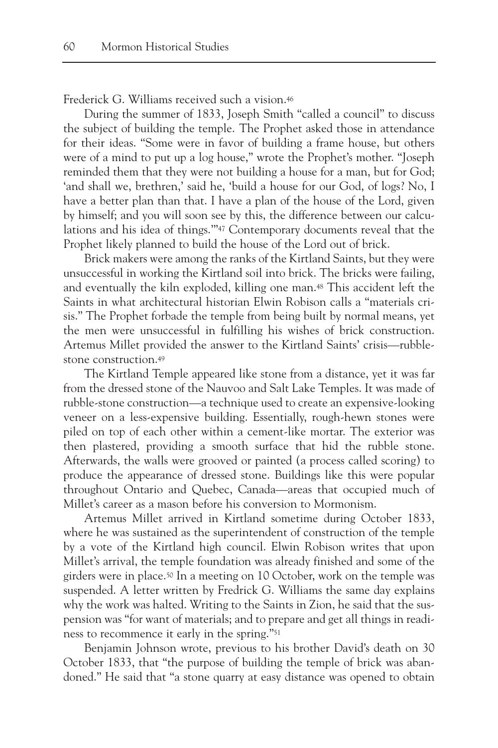Frederick G. Williams received such a vision.[46]

During the summer of 1833, Joseph Smith "called a council" to discuss the subject of building the temple. The Prophet asked those in attendance for their ideas. "Some were in favor of building a frame house, but others were of a mind to put up a log house," wrote the Prophet's mother. "Joseph reminded them that they were not building a house for a man, but for God; 'and shall we, brethren,' said he, 'build a house for our God, of logs? No, I have a better plan than that. I have a plan of the house of the Lord, given by himself; and you will soon see by this, the difference between our calculations and his idea of things.'"[47] Contemporary documents reveal that the Prophet likely planned to build the house of the Lord out of brick.

Brick makers were among the ranks of the Kirtland Saints, but they were unsuccessful in working the Kirtland soil into brick. The bricks were failing, and eventually the kiln exploded, killing one man.[48] This accident left the Saints in what architectural historian Elwin Robison calls a "materials crisis." The Prophet forbade the temple from being built by normal means, yet the men were unsuccessful in fulfilling his wishes of brick construction. Artemus Millet provided the answer to the Kirtland Saints' crisis—rubble-stone construction.[49]

The Kirtland Temple appeared like stone from a distance, yet it was far from the dressed stone of the Nauvoo and Salt Lake Temples. It was made of rubble-stone construction—a technique used to create an expensive-looking veneer on a less-expensive building. Essentially, rough-hewn stones were piled on top of each other within a cement-like mortar. The exterior was then plastered, providing a smooth surface that hid the rubble stone. Afterwards, the walls were grooved or painted (a process called scoring) to produce the appearance of dressed stone. Buildings like this were popular throughout Ontario and Quebec, Canada—areas that occupied much of Millet's career as a mason before his conversion to Mormonism.

Artemus Millet arrived in Kirtland sometime during October 1833, where he was sustained as the superintendent of construction of the temple by a vote of the Kirtland high council. Elwin Robison writes that upon Millet's arrival, the temple foundation was already finished and some of the girders were in place.[50] In a meeting on 10 October, work on the temple was suspended. A letter written by Fredrick G. Williams the same day explains why the work was halted. Writing to the Saints in Zion, he said that the suspension was "for want of materials; and to prepare and get all things in readiness to recommence it early in the spring."[51]

Benjamin Johnson wrote, previous to his brother David's death on 30 October 1833, that "the purpose of building the temple of brick was abandoned." He said that "a stone quarry at easy distance was opened to obtain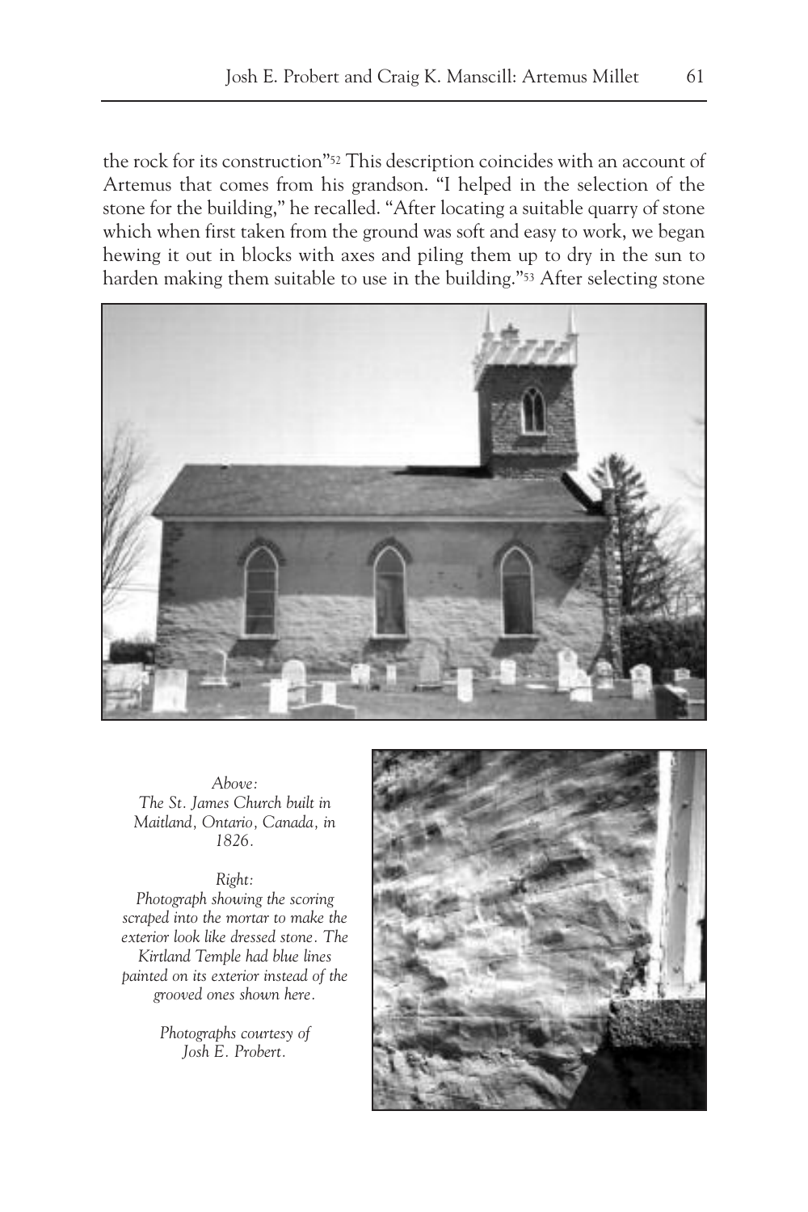the rock for its construction"[52] This description coincides with an account of Artemus that comes from his grandson. "I helped in the selection of the stone for the building," he recalled. "After locating a suitable quarry of stone which when first taken from the ground was soft and easy to work, we began hewing it out in blocks with axes and piling them up to dry in the sun to harden making them suitable to use in the building."[53] After selecting stone

*Above:*
*The St. James Church built in Maitland, Ontario, Canada, in 1826.*

*Right:*
*Photograph showing the scoring scraped into the mortar to make the exterior look like dressed stone. The Kirtland Temple had blue lines painted on its exterior instead of the grooved ones shown here.*

*Photographs courtesy of Josh E. Probert.*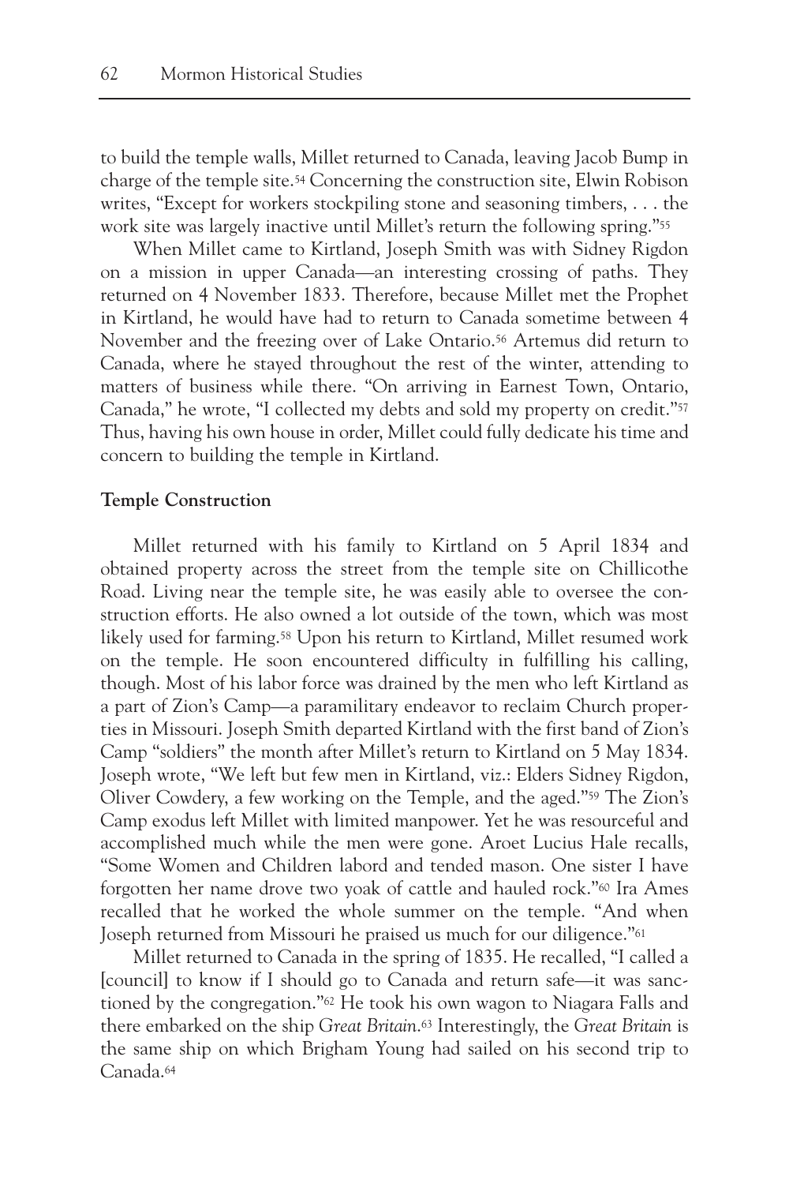to build the temple walls, Millet returned to Canada, leaving Jacob Bump in charge of the temple site.[54] Concerning the construction site, Elwin Robison writes, "Except for workers stockpiling stone and seasoning timbers, . . . the work site was largely inactive until Millet's return the following spring."[55]

When Millet came to Kirtland, Joseph Smith was with Sidney Rigdon on a mission in upper Canada—an interesting crossing of paths. They returned on 4 November 1833. Therefore, because Millet met the Prophet in Kirtland, he would have had to return to Canada sometime between 4 November and the freezing over of Lake Ontario.[56] Artemus did return to Canada, where he stayed throughout the rest of the winter, attending to matters of business while there. "On arriving in Earnest Town, Ontario, Canada," he wrote, "I collected my debts and sold my property on credit."[57] Thus, having his own house in order, Millet could fully dedicate his time and concern to building the temple in Kirtland.

**Temple Construction**

Millet returned with his family to Kirtland on 5 April 1834 and obtained property across the street from the temple site on Chillicothe Road. Living near the temple site, he was easily able to oversee the construction efforts. He also owned a lot outside of the town, which was most likely used for farming.[58] Upon his return to Kirtland, Millet resumed work on the temple. He soon encountered difficulty in fulfilling his calling, though. Most of his labor force was drained by the men who left Kirtland as a part of Zion's Camp—a paramilitary endeavor to reclaim Church properties in Missouri. Joseph Smith departed Kirtland with the first band of Zion's Camp "soldiers" the month after Millet's return to Kirtland on 5 May 1834. Joseph wrote, "We left but few men in Kirtland, viz.: Elders Sidney Rigdon, Oliver Cowdery, a few working on the Temple, and the aged."[59] The Zion's Camp exodus left Millet with limited manpower. Yet he was resourceful and accomplished much while the men were gone. Aroet Lucius Hale recalls, "Some Women and Children labord and tended mason. One sister I have forgotten her name drove two yoak of cattle and hauled rock."[60] Ira Ames recalled that he worked the whole summer on the temple. "And when Joseph returned from Missouri he praised us much for our diligence."[61]

Millet returned to Canada in the spring of 1835. He recalled, "I called a [council] to know if I should go to Canada and return safe—it was sanctioned by the congregation."[62] He took his own wagon to Niagara Falls and there embarked on the ship *Great Britain*.[63] Interestingly, the *Great Britain* is the same ship on which Brigham Young had sailed on his second trip to Canada.[64]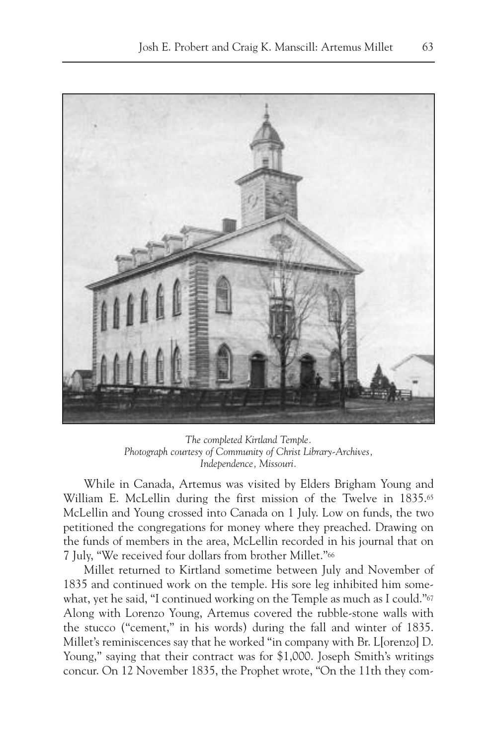*The completed Kirtland Temple.*
*Photograph courtesy of Community of Christ Library-Archives, Independence, Missouri.*

While in Canada, Artemus was visited by Elders Brigham Young and William E. McLellin during the first mission of the Twelve in 1835.[65] McLellin and Young crossed into Canada on 1 July. Low on funds, the two petitioned the congregations for money where they preached. Drawing on the funds of members in the area, McLellin recorded in his journal that on 7 July, "We received four dollars from brother Millet."[66]

Millet returned to Kirtland sometime between July and November of 1835 and continued work on the temple. His sore leg inhibited him somewhat, yet he said, "I continued working on the Temple as much as I could."[67] Along with Lorenzo Young, Artemus covered the rubble-stone walls with the stucco ("cement," in his words) during the fall and winter of 1835. Millet's reminiscences say that he worked "in company with Br. L[orenzo] D. Young," saying that their contract was for $1,000. Joseph Smith's writings concur. On 12 November 1835, the Prophet wrote, "On the 11th they com-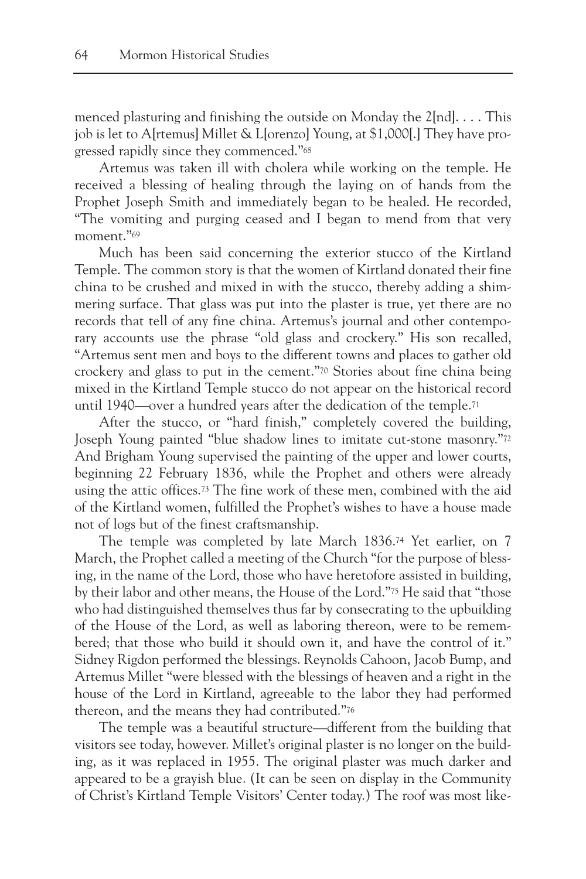menced plasturing and finishing the outside on Monday the 2[nd]. . . . This job is let to A[rtemus] Millet & L[orenzo] Young, at $1,000[.] They have progressed rapidly since they commenced."[68]

Artemus was taken ill with cholera while working on the temple. He received a blessing of healing through the laying on of hands from the Prophet Joseph Smith and immediately began to be healed. He recorded, "The vomiting and purging ceased and I began to mend from that very moment."[69]

Much has been said concerning the exterior stucco of the Kirtland Temple. The common story is that the women of Kirtland donated their fine china to be crushed and mixed in with the stucco, thereby adding a shimmering surface. That glass was put into the plaster is true, yet there are no records that tell of any fine china. Artemus's journal and other contemporary accounts use the phrase "old glass and crockery." His son recalled, "Artemus sent men and boys to the different towns and places to gather old crockery and glass to put in the cement."[70] Stories about fine china being mixed in the Kirtland Temple stucco do not appear on the historical record until 1940—over a hundred years after the dedication of the temple.[71]

After the stucco, or "hard finish," completely covered the building, Joseph Young painted "blue shadow lines to imitate cut-stone masonry."[72] And Brigham Young supervised the painting of the upper and lower courts, beginning 22 February 1836, while the Prophet and others were already using the attic offices.[73] The fine work of these men, combined with the aid of the Kirtland women, fulfilled the Prophet's wishes to have a house made not of logs but of the finest craftsmanship.

The temple was completed by late March 1836.[74] Yet earlier, on 7 March, the Prophet called a meeting of the Church "for the purpose of blessing, in the name of the Lord, those who have heretofore assisted in building, by their labor and other means, the House of the Lord."[75] He said that "those who had distinguished themselves thus far by consecrating to the upbuilding of the House of the Lord, as well as laboring thereon, were to be remembered; that those who build it should own it, and have the control of it." Sidney Rigdon performed the blessings. Reynolds Cahoon, Jacob Bump, and Artemus Millet "were blessed with the blessings of heaven and a right in the house of the Lord in Kirtland, agreeable to the labor they had performed thereon, and the means they had contributed."[76]

The temple was a beautiful structure—different from the building that visitors see today, however. Millet's original plaster is no longer on the building, as it was replaced in 1955. The original plaster was much darker and appeared to be a grayish blue. (It can be seen on display in the Community of Christ's Kirtland Temple Visitors' Center today.) The roof was most like-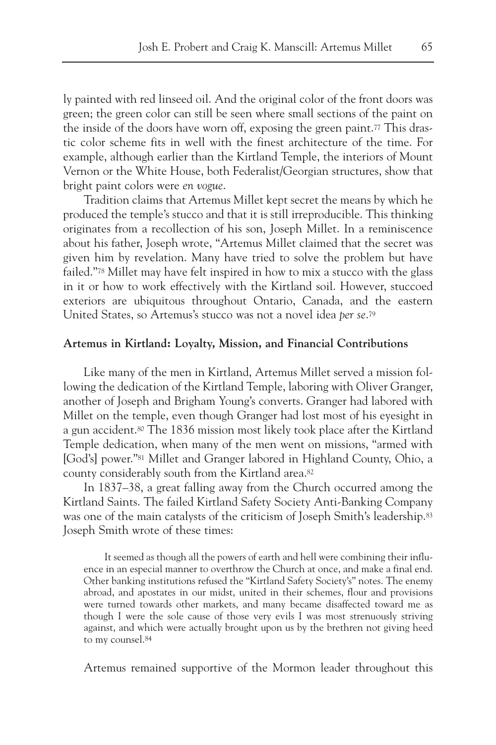ly painted with red linseed oil. And the original color of the front doors was green; the green color can still be seen where small sections of the paint on the inside of the doors have worn off, exposing the green paint.[77] This drastic color scheme fits in well with the finest architecture of the time. For example, although earlier than the Kirtland Temple, the interiors of Mount Vernon or the White House, both Federalist/Georgian structures, show that bright paint colors were *en vogue*.

Tradition claims that Artemus Millet kept secret the means by which he produced the temple's stucco and that it is still irreproducible. This thinking originates from a recollection of his son, Joseph Millet. In a reminiscence about his father, Joseph wrote, "Artemus Millet claimed that the secret was given him by revelation. Many have tried to solve the problem but have failed."[78] Millet may have felt inspired in how to mix a stucco with the glass in it or how to work effectively with the Kirtland soil. However, stuccoed exteriors are ubiquitous throughout Ontario, Canada, and the eastern United States, so Artemus's stucco was not a novel idea *per se*.[79]

**Artemus in Kirtland: Loyalty, Mission, and Financial Contributions**

Like many of the men in Kirtland, Artemus Millet served a mission following the dedication of the Kirtland Temple, laboring with Oliver Granger, another of Joseph and Brigham Young's converts. Granger had labored with Millet on the temple, even though Granger had lost most of his eyesight in a gun accident.[80] The 1836 mission most likely took place after the Kirtland Temple dedication, when many of the men went on missions, "armed with [God's] power."[81] Millet and Granger labored in Highland County, Ohio, a county considerably south from the Kirtland area.[82]

In 1837–38, a great falling away from the Church occurred among the Kirtland Saints. The failed Kirtland Safety Society Anti-Banking Company was one of the main catalysts of the criticism of Joseph Smith's leadership.[83] Joseph Smith wrote of these times:

> It seemed as though all the powers of earth and hell were combining their influence in an especial manner to overthrow the Church at once, and make a final end. Other banking institutions refused the "Kirtland Safety Society's" notes. The enemy abroad, and apostates in our midst, united in their schemes, flour and provisions were turned towards other markets, and many became disaffected toward me as though I were the sole cause of those very evils I was most strenuously striving against, and which were actually brought upon us by the brethren not giving heed to my counsel.[84]

Artemus remained supportive of the Mormon leader throughout this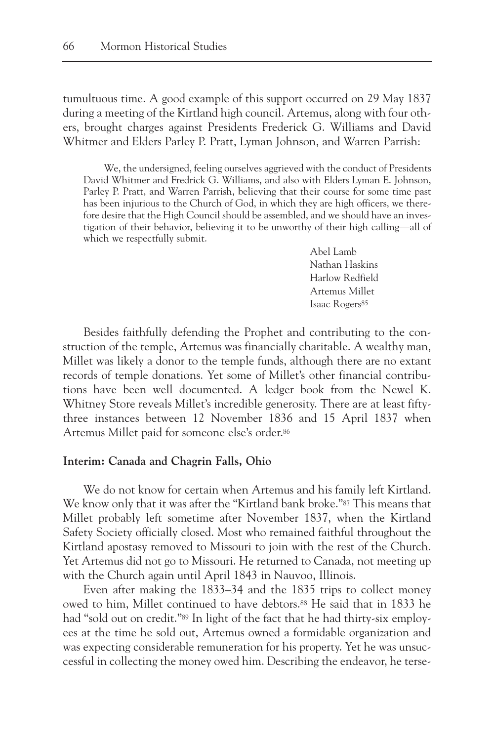tumultuous time. A good example of this support occurred on 29 May 1837 during a meeting of the Kirtland high council. Artemus, along with four others, brought charges against Presidents Frederick G. Williams and David Whitmer and Elders Parley P. Pratt, Lyman Johnson, and Warren Parrish:

> We, the undersigned, feeling ourselves aggrieved with the conduct of Presidents David Whitmer and Fredrick G. Williams, and also with Elders Lyman E. Johnson, Parley P. Pratt, and Warren Parrish, believing that their course for some time past has been injurious to the Church of God, in which they are high officers, we therefore desire that the High Council should be assembled, and we should have an investigation of their behavior, believing it to be unworthy of their high calling—all of which we respectfully submit.
>
> Abel Lamb
> Nathan Haskins
> Harlow Redfield
> Artemus Millet
> Isaac Rogers[85]

Besides faithfully defending the Prophet and contributing to the construction of the temple, Artemus was financially charitable. A wealthy man, Millet was likely a donor to the temple funds, although there are no extant records of temple donations. Yet some of Millet's other financial contributions have been well documented. A ledger book from the Newel K. Whitney Store reveals Millet's incredible generosity. There are at least fifty-three instances between 12 November 1836 and 15 April 1837 when Artemus Millet paid for someone else's order.[86]

**Interim: Canada and Chagrin Falls, Ohio**

We do not know for certain when Artemus and his family left Kirtland. We know only that it was after the "Kirtland bank broke."[87] This means that Millet probably left sometime after November 1837, when the Kirtland Safety Society officially closed. Most who remained faithful throughout the Kirtland apostasy removed to Missouri to join with the rest of the Church. Yet Artemus did not go to Missouri. He returned to Canada, not meeting up with the Church again until April 1843 in Nauvoo, Illinois.

Even after making the 1833–34 and the 1835 trips to collect money owed to him, Millet continued to have debtors.[88] He said that in 1833 he had "sold out on credit."[89] In light of the fact that he had thirty-six employees at the time he sold out, Artemus owned a formidable organization and was expecting considerable remuneration for his property. Yet he was unsuccessful in collecting the money owed him. Describing the endeavor, he terse-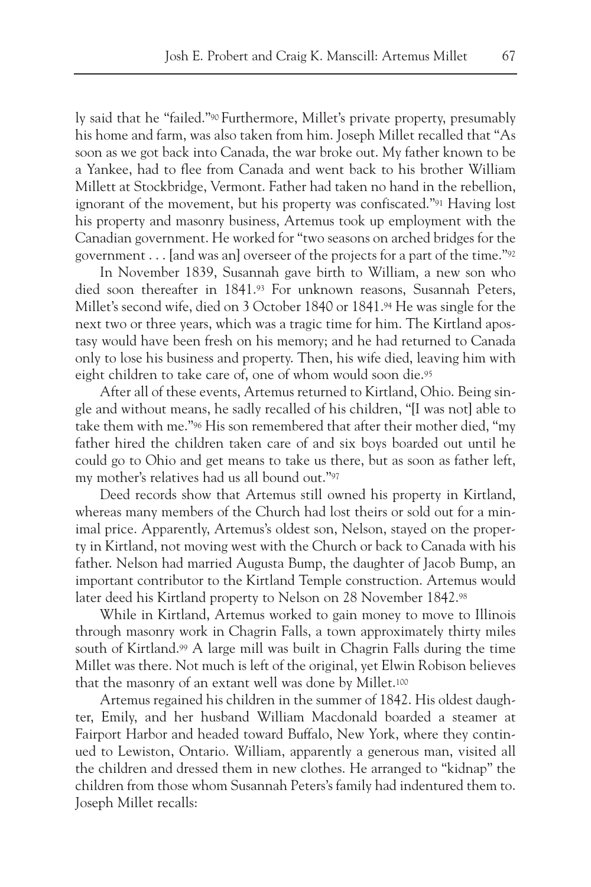ly said that he "failed."[90] Furthermore, Millet's private property, presumably his home and farm, was also taken from him. Joseph Millet recalled that "As soon as we got back into Canada, the war broke out. My father known to be a Yankee, had to flee from Canada and went back to his brother William Millett at Stockbridge, Vermont. Father had taken no hand in the rebellion, ignorant of the movement, but his property was confiscated."[91] Having lost his property and masonry business, Artemus took up employment with the Canadian government. He worked for "two seasons on arched bridges for the government . . . [and was an] overseer of the projects for a part of the time."[92]

In November 1839, Susannah gave birth to William, a new son who died soon thereafter in 1841.[93] For unknown reasons, Susannah Peters, Millet's second wife, died on 3 October 1840 or 1841.[94] He was single for the next two or three years, which was a tragic time for him. The Kirtland apostasy would have been fresh on his memory; and he had returned to Canada only to lose his business and property. Then, his wife died, leaving him with eight children to take care of, one of whom would soon die.[95]

After all of these events, Artemus returned to Kirtland, Ohio. Being single and without means, he sadly recalled of his children, "[I was not] able to take them with me."[96] His son remembered that after their mother died, "my father hired the children taken care of and six boys boarded out until he could go to Ohio and get means to take us there, but as soon as father left, my mother's relatives had us all bound out."[97]

Deed records show that Artemus still owned his property in Kirtland, whereas many members of the Church had lost theirs or sold out for a minimal price. Apparently, Artemus's oldest son, Nelson, stayed on the property in Kirtland, not moving west with the Church or back to Canada with his father. Nelson had married Augusta Bump, the daughter of Jacob Bump, an important contributor to the Kirtland Temple construction. Artemus would later deed his Kirtland property to Nelson on 28 November 1842.[98]

While in Kirtland, Artemus worked to gain money to move to Illinois through masonry work in Chagrin Falls, a town approximately thirty miles south of Kirtland.[99] A large mill was built in Chagrin Falls during the time Millet was there. Not much is left of the original, yet Elwin Robison believes that the masonry of an extant well was done by Millet.[100]

Artemus regained his children in the summer of 1842. His oldest daughter, Emily, and her husband William Macdonald boarded a steamer at Fairport Harbor and headed toward Buffalo, New York, where they continued to Lewiston, Ontario. William, apparently a generous man, visited all the children and dressed them in new clothes. He arranged to "kidnap" the children from those whom Susannah Peters's family had indentured them to. Joseph Millet recalls: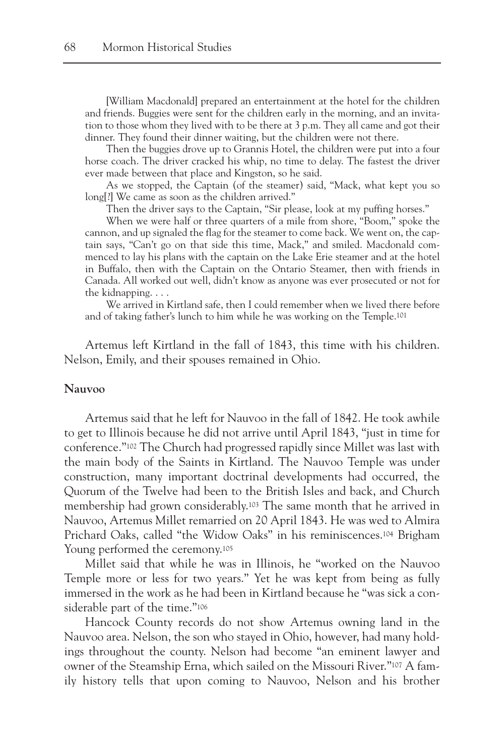[William Macdonald] prepared an entertainment at the hotel for the children and friends. Buggies were sent for the children early in the morning, and an invitation to those whom they lived with to be there at 3 p.m. They all came and got their dinner. They found their dinner waiting, but the children were not there.

Then the buggies drove up to Grannis Hotel, the children were put into a four horse coach. The driver cracked his whip, no time to delay. The fastest the driver ever made between that place and Kingston, so he said.

As we stopped, the Captain (of the steamer) said, "Mack, what kept you so long[?] We came as soon as the children arrived."

Then the driver says to the Captain, "Sir please, look at my puffing horses."

When we were half or three quarters of a mile from shore, "Boom," spoke the cannon, and up signaled the flag for the steamer to come back. We went on, the captain says, "Can't go on that side this time, Mack," and smiled. Macdonald commenced to lay his plans with the captain on the Lake Erie steamer and at the hotel in Buffalo, then with the Captain on the Ontario Steamer, then with friends in Canada. All worked out well, didn't know as anyone was ever prosecuted or not for the kidnapping. . . .

We arrived in Kirtland safe, then I could remember when we lived there before and of taking father's lunch to him while he was working on the Temple.[101]

Artemus left Kirtland in the fall of 1843, this time with his children. Nelson, Emily, and their spouses remained in Ohio.

**Nauvoo**

Artemus said that he left for Nauvoo in the fall of 1842. He took awhile to get to Illinois because he did not arrive until April 1843, "just in time for conference."[102] The Church had progressed rapidly since Millet was last with the main body of the Saints in Kirtland. The Nauvoo Temple was under construction, many important doctrinal developments had occurred, the Quorum of the Twelve had been to the British Isles and back, and Church membership had grown considerably.[103] The same month that he arrived in Nauvoo, Artemus Millet remarried on 20 April 1843. He was wed to Almira Prichard Oaks, called "the Widow Oaks" in his reminiscences.[104] Brigham Young performed the ceremony.[105]

Millet said that while he was in Illinois, he "worked on the Nauvoo Temple more or less for two years." Yet he was kept from being as fully immersed in the work as he had been in Kirtland because he "was sick a considerable part of the time."[106]

Hancock County records do not show Artemus owning land in the Nauvoo area. Nelson, the son who stayed in Ohio, however, had many holdings throughout the county. Nelson had become "an eminent lawyer and owner of the Steamship Erna, which sailed on the Missouri River."[107] A family history tells that upon coming to Nauvoo, Nelson and his brother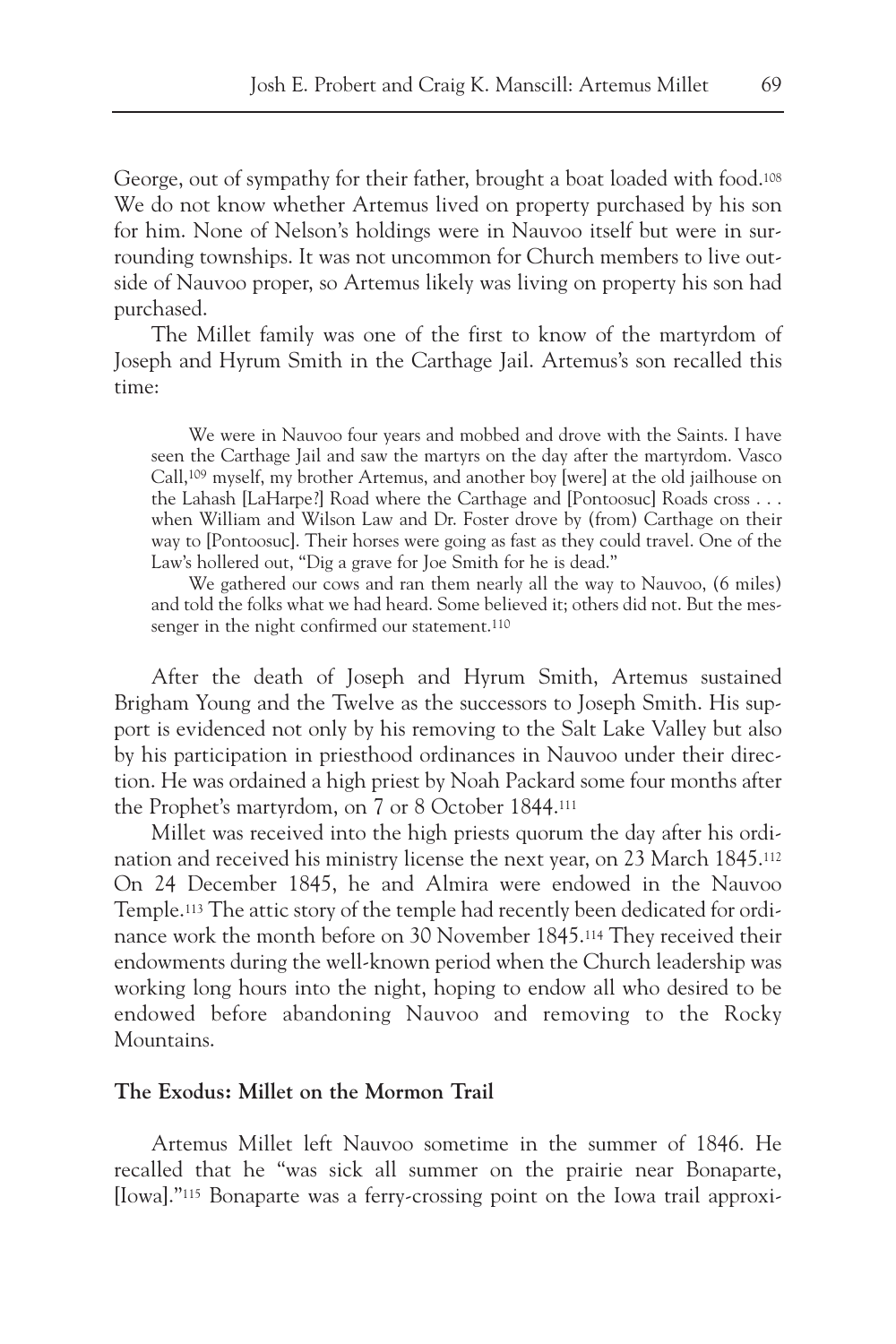George, out of sympathy for their father, brought a boat loaded with food.[108] We do not know whether Artemus lived on property purchased by his son for him. None of Nelson's holdings were in Nauvoo itself but were in surrounding townships. It was not uncommon for Church members to live outside of Nauvoo proper, so Artemus likely was living on property his son had purchased.

The Millet family was one of the first to know of the martyrdom of Joseph and Hyrum Smith in the Carthage Jail. Artemus's son recalled this time:

> We were in Nauvoo four years and mobbed and drove with the Saints. I have seen the Carthage Jail and saw the martyrs on the day after the martyrdom. Vasco Call,[109] myself, my brother Artemus, and another boy [were] at the old jailhouse on the Lahash [LaHarpe?] Road where the Carthage and [Pontoosuc] Roads cross . . . when William and Wilson Law and Dr. Foster drove by (from) Carthage on their way to [Pontoosuc]. Their horses were going as fast as they could travel. One of the Law's hollered out, "Dig a grave for Joe Smith for he is dead."
>
> We gathered our cows and ran them nearly all the way to Nauvoo, (6 miles) and told the folks what we had heard. Some believed it; others did not. But the messenger in the night confirmed our statement.[110]

After the death of Joseph and Hyrum Smith, Artemus sustained Brigham Young and the Twelve as the successors to Joseph Smith. His support is evidenced not only by his removing to the Salt Lake Valley but also by his participation in priesthood ordinances in Nauvoo under their direction. He was ordained a high priest by Noah Packard some four months after the Prophet's martyrdom, on 7 or 8 October 1844.[111]

Millet was received into the high priests quorum the day after his ordination and received his ministry license the next year, on 23 March 1845.[112] On 24 December 1845, he and Almira were endowed in the Nauvoo Temple.[113] The attic story of the temple had recently been dedicated for ordinance work the month before on 30 November 1845.[114] They received their endowments during the well-known period when the Church leadership was working long hours into the night, hoping to endow all who desired to be endowed before abandoning Nauvoo and removing to the Rocky Mountains.

### The Exodus: Millet on the Mormon Trail

Artemus Millet left Nauvoo sometime in the summer of 1846. He recalled that he "was sick all summer on the prairie near Bonaparte, [Iowa]."[115] Bonaparte was a ferry-crossing point on the Iowa trail approxi-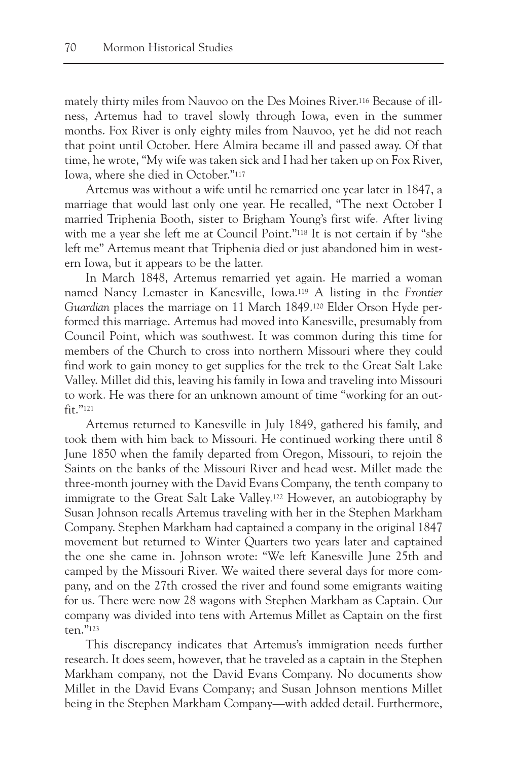mately thirty miles from Nauvoo on the Des Moines River.[116] Because of illness, Artemus had to travel slowly through Iowa, even in the summer months. Fox River is only eighty miles from Nauvoo, yet he did not reach that point until October. Here Almira became ill and passed away. Of that time, he wrote, "My wife was taken sick and I had her taken up on Fox River, Iowa, where she died in October."[117]

Artemus was without a wife until he remarried one year later in 1847, a marriage that would last only one year. He recalled, "The next October I married Triphenia Booth, sister to Brigham Young's first wife. After living with me a year she left me at Council Point."[118] It is not certain if by "she left me" Artemus meant that Triphenia died or just abandoned him in western Iowa, but it appears to be the latter.

In March 1848, Artemus remarried yet again. He married a woman named Nancy Lemaster in Kanesville, Iowa.[119] A listing in the *Frontier Guardian* places the marriage on 11 March 1849.[120] Elder Orson Hyde performed this marriage. Artemus had moved into Kanesville, presumably from Council Point, which was southwest. It was common during this time for members of the Church to cross into northern Missouri where they could find work to gain money to get supplies for the trek to the Great Salt Lake Valley. Millet did this, leaving his family in Iowa and traveling into Missouri to work. He was there for an unknown amount of time "working for an outfit."[121]

Artemus returned to Kanesville in July 1849, gathered his family, and took them with him back to Missouri. He continued working there until 8 June 1850 when the family departed from Oregon, Missouri, to rejoin the Saints on the banks of the Missouri River and head west. Millet made the three-month journey with the David Evans Company, the tenth company to immigrate to the Great Salt Lake Valley.[122] However, an autobiography by Susan Johnson recalls Artemus traveling with her in the Stephen Markham Company. Stephen Markham had captained a company in the original 1847 movement but returned to Winter Quarters two years later and captained the one she came in. Johnson wrote: "We left Kanesville June 25th and camped by the Missouri River. We waited there several days for more company, and on the 27th crossed the river and found some emigrants waiting for us. There were now 28 wagons with Stephen Markham as Captain. Our company was divided into tens with Artemus Millet as Captain on the first ten."[123]

This discrepancy indicates that Artemus's immigration needs further research. It does seem, however, that he traveled as a captain in the Stephen Markham company, not the David Evans Company. No documents show Millet in the David Evans Company; and Susan Johnson mentions Millet being in the Stephen Markham Company—with added detail. Furthermore,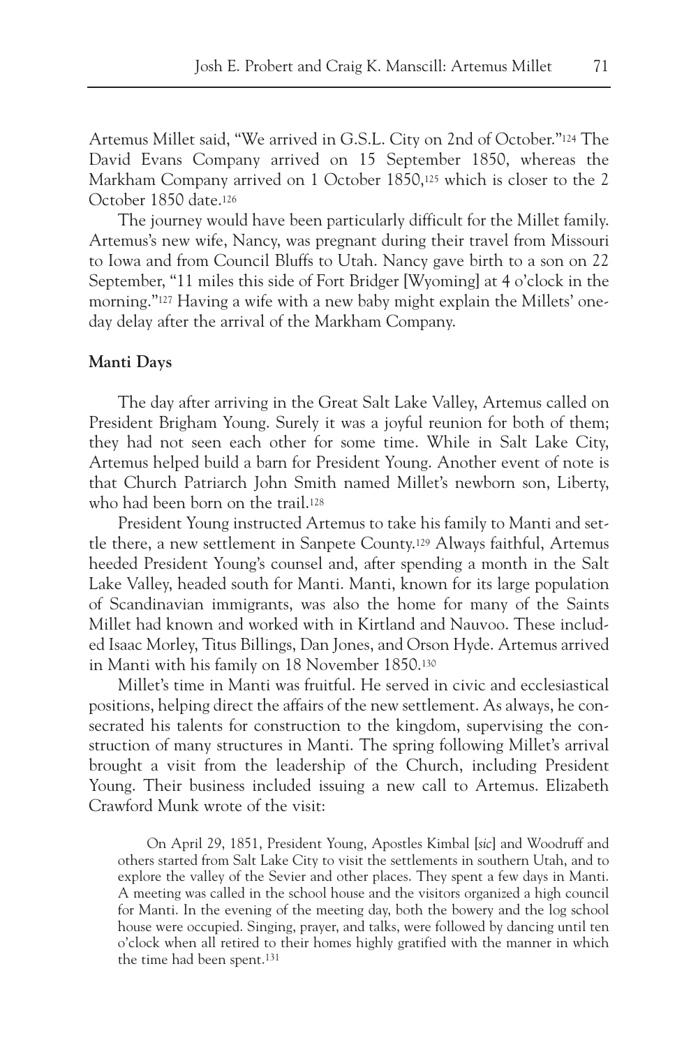Artemus Millet said, "We arrived in G.S.L. City on 2nd of October."[124] The David Evans Company arrived on 15 September 1850, whereas the Markham Company arrived on 1 October 1850,[125] which is closer to the 2 October 1850 date.[126]

The journey would have been particularly difficult for the Millet family. Artemus's new wife, Nancy, was pregnant during their travel from Missouri to Iowa and from Council Bluffs to Utah. Nancy gave birth to a son on 22 September, "11 miles this side of Fort Bridger [Wyoming] at 4 o'clock in the morning."[127] Having a wife with a new baby might explain the Millets' one-day delay after the arrival of the Markham Company.

## Manti Days

The day after arriving in the Great Salt Lake Valley, Artemus called on President Brigham Young. Surely it was a joyful reunion for both of them; they had not seen each other for some time. While in Salt Lake City, Artemus helped build a barn for President Young. Another event of note is that Church Patriarch John Smith named Millet's newborn son, Liberty, who had been born on the trail.[128]

President Young instructed Artemus to take his family to Manti and settle there, a new settlement in Sanpete County.[129] Always faithful, Artemus heeded President Young's counsel and, after spending a month in the Salt Lake Valley, headed south for Manti. Manti, known for its large population of Scandinavian immigrants, was also the home for many of the Saints Millet had known and worked with in Kirtland and Nauvoo. These included Isaac Morley, Titus Billings, Dan Jones, and Orson Hyde. Artemus arrived in Manti with his family on 18 November 1850.[130]

Millet's time in Manti was fruitful. He served in civic and ecclesiastical positions, helping direct the affairs of the new settlement. As always, he consecrated his talents for construction to the kingdom, supervising the construction of many structures in Manti. The spring following Millet's arrival brought a visit from the leadership of the Church, including President Young. Their business included issuing a new call to Artemus. Elizabeth Crawford Munk wrote of the visit:

> On April 29, 1851, President Young, Apostles Kimbal [*sic*] and Woodruff and others started from Salt Lake City to visit the settlements in southern Utah, and to explore the valley of the Sevier and other places. They spent a few days in Manti. A meeting was called in the school house and the visitors organized a high council for Manti. In the evening of the meeting day, both the bowery and the log school house were occupied. Singing, prayer, and talks, were followed by dancing until ten o'clock when all retired to their homes highly gratified with the manner in which the time had been spent.[131]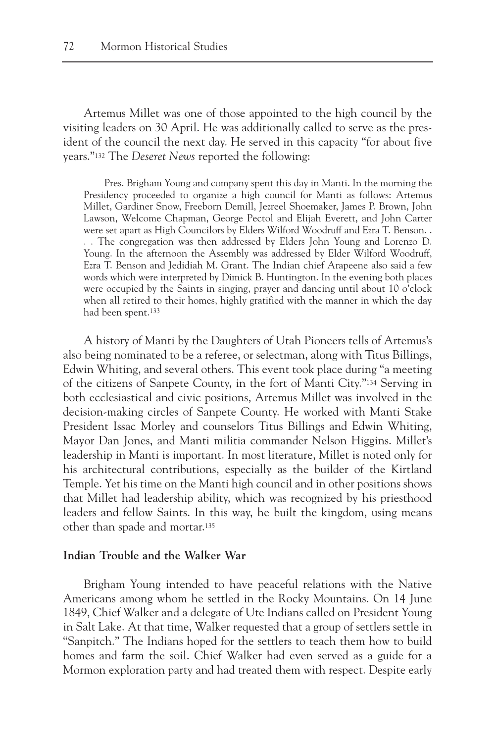Artemus Millet was one of those appointed to the high council by the visiting leaders on 30 April. He was additionally called to serve as the president of the council the next day. He served in this capacity "for about five years."[132] The *Deseret News* reported the following:

> Pres. Brigham Young and company spent this day in Manti. In the morning the Presidency proceeded to organize a high council for Manti as follows: Artemus Millet, Gardiner Snow, Freeborn Demill, Jezreel Shoemaker, James P. Brown, John Lawson, Welcome Chapman, George Pectol and Elijah Everett, and John Carter were set apart as High Councilors by Elders Wilford Woodruff and Ezra T. Benson. . . . The congregation was then addressed by Elders John Young and Lorenzo D. Young. In the afternoon the Assembly was addressed by Elder Wilford Woodruff, Ezra T. Benson and Jedidiah M. Grant. The Indian chief Arapeene also said a few words which were interpreted by Dimick B. Huntington. In the evening both places were occupied by the Saints in singing, prayer and dancing until about 10 o'clock when all retired to their homes, highly gratified with the manner in which the day had been spent.[133]

A history of Manti by the Daughters of Utah Pioneers tells of Artemus's also being nominated to be a referee, or selectman, along with Titus Billings, Edwin Whiting, and several others. This event took place during "a meeting of the citizens of Sanpete County, in the fort of Manti City."[134] Serving in both ecclesiastical and civic positions, Artemus Millet was involved in the decision-making circles of Sanpete County. He worked with Manti Stake President Issac Morley and counselors Titus Billings and Edwin Whiting, Mayor Dan Jones, and Manti militia commander Nelson Higgins. Millet's leadership in Manti is important. In most literature, Millet is noted only for his architectural contributions, especially as the builder of the Kirtland Temple. Yet his time on the Manti high council and in other positions shows that Millet had leadership ability, which was recognized by his priesthood leaders and fellow Saints. In this way, he built the kingdom, using means other than spade and mortar.[135]

**Indian Trouble and the Walker War**

Brigham Young intended to have peaceful relations with the Native Americans among whom he settled in the Rocky Mountains. On 14 June 1849, Chief Walker and a delegate of Ute Indians called on President Young in Salt Lake. At that time, Walker requested that a group of settlers settle in "Sanpitch." The Indians hoped for the settlers to teach them how to build homes and farm the soil. Chief Walker had even served as a guide for a Mormon exploration party and had treated them with respect. Despite early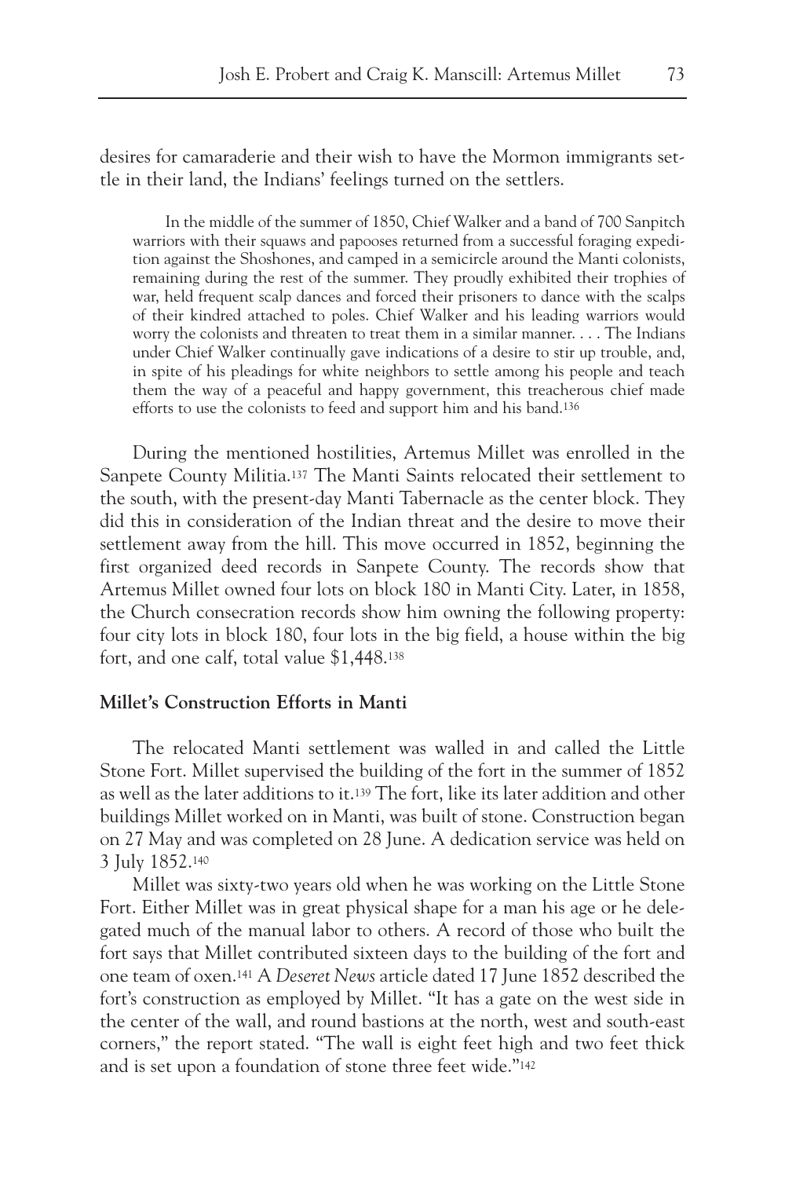desires for camaraderie and their wish to have the Mormon immigrants settle in their land, the Indians' feelings turned on the settlers.

> In the middle of the summer of 1850, Chief Walker and a band of 700 Sanpitch warriors with their squaws and papooses returned from a successful foraging expedition against the Shoshones, and camped in a semicircle around the Manti colonists, remaining during the rest of the summer. They proudly exhibited their trophies of war, held frequent scalp dances and forced their prisoners to dance with the scalps of their kindred attached to poles. Chief Walker and his leading warriors would worry the colonists and threaten to treat them in a similar manner. . . . The Indians under Chief Walker continually gave indications of a desire to stir up trouble, and, in spite of his pleadings for white neighbors to settle among his people and teach them the way of a peaceful and happy government, this treacherous chief made efforts to use the colonists to feed and support him and his band.[136]

During the mentioned hostilities, Artemus Millet was enrolled in the Sanpete County Militia.[137] The Manti Saints relocated their settlement to the south, with the present-day Manti Tabernacle as the center block. They did this in consideration of the Indian threat and the desire to move their settlement away from the hill. This move occurred in 1852, beginning the first organized deed records in Sanpete County. The records show that Artemus Millet owned four lots on block 180 in Manti City. Later, in 1858, the Church consecration records show him owning the following property: four city lots in block 180, four lots in the big field, a house within the big fort, and one calf, total value $1,448.[138]

**Millet's Construction Efforts in Manti**

The relocated Manti settlement was walled in and called the Little Stone Fort. Millet supervised the building of the fort in the summer of 1852 as well as the later additions to it.[139] The fort, like its later addition and other buildings Millet worked on in Manti, was built of stone. Construction began on 27 May and was completed on 28 June. A dedication service was held on 3 July 1852.[140]

Millet was sixty-two years old when he was working on the Little Stone Fort. Either Millet was in great physical shape for a man his age or he delegated much of the manual labor to others. A record of those who built the fort says that Millet contributed sixteen days to the building of the fort and one team of oxen.[141] A *Deseret News* article dated 17 June 1852 described the fort's construction as employed by Millet. "It has a gate on the west side in the center of the wall, and round bastions at the north, west and south-east corners," the report stated. "The wall is eight feet high and two feet thick and is set upon a foundation of stone three feet wide."[142]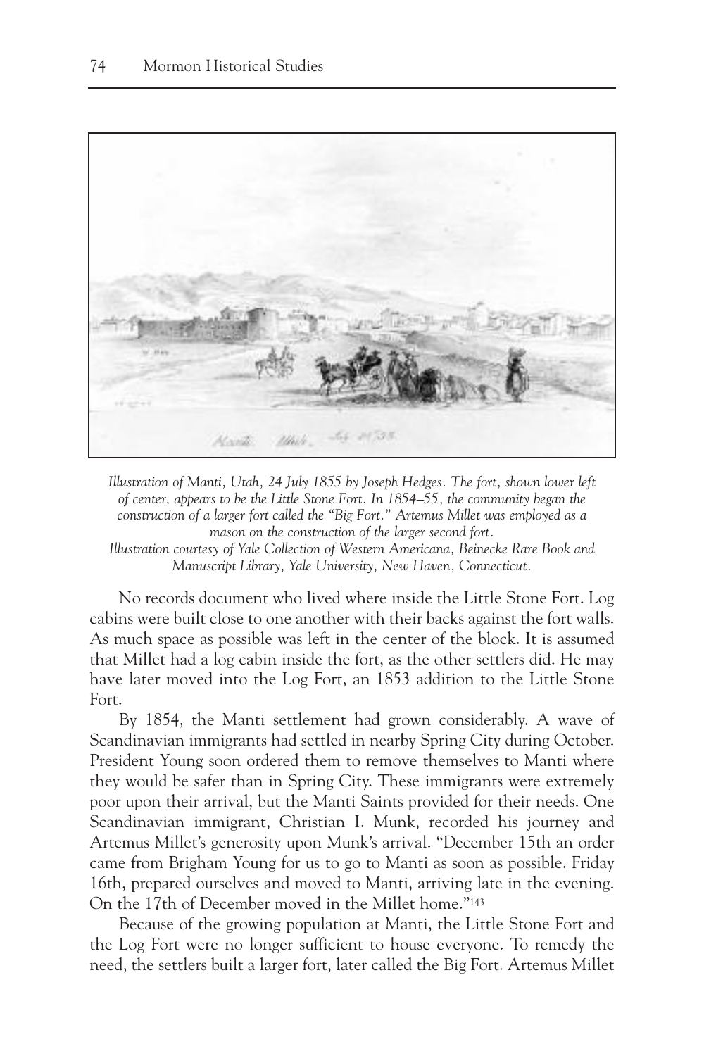*Illustration of Manti, Utah, 24 July 1855 by Joseph Hedges. The fort, shown lower left of center, appears to be the Little Stone Fort. In 1854–55, the community began the construction of a larger fort called the "Big Fort." Artemus Millet was employed as a mason on the construction of the larger second fort.*
*Illustration courtesy of Yale Collection of Western Americana, Beinecke Rare Book and Manuscript Library, Yale University, New Haven, Connecticut.*

No records document who lived where inside the Little Stone Fort. Log cabins were built close to one another with their backs against the fort walls. As much space as possible was left in the center of the block. It is assumed that Millet had a log cabin inside the fort, as the other settlers did. He may have later moved into the Log Fort, an 1853 addition to the Little Stone Fort.

By 1854, the Manti settlement had grown considerably. A wave of Scandinavian immigrants had settled in nearby Spring City during October. President Young soon ordered them to remove themselves to Manti where they would be safer than in Spring City. These immigrants were extremely poor upon their arrival, but the Manti Saints provided for their needs. One Scandinavian immigrant, Christian I. Munk, recorded his journey and Artemus Millet's generosity upon Munk's arrival. "December 15th an order came from Brigham Young for us to go to Manti as soon as possible. Friday 16th, prepared ourselves and moved to Manti, arriving late in the evening. On the 17th of December moved in the Millet home."[143]

Because of the growing population at Manti, the Little Stone Fort and the Log Fort were no longer sufficient to house everyone. To remedy the need, the settlers built a larger fort, later called the Big Fort. Artemus Millet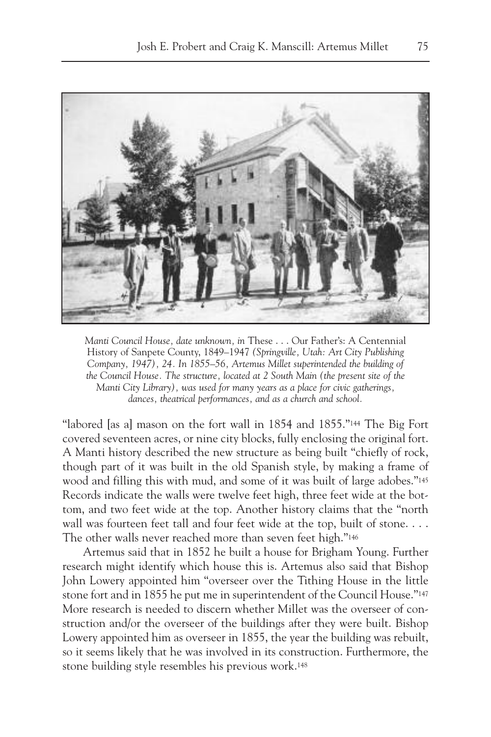*Manti Council House, date unknown, in* These . . . Our Father's: A Centennial History of Sanpete County, 1849–1947 *(Springville, Utah: Art City Publishing Company, 1947), 24. In 1855–56, Artemus Millet superintended the building of the Council House. The structure, located at 2 South Main (the present site of the Manti City Library), was used for many years as a place for civic gatherings, dances, theatrical performances, and as a church and school.*

"labored [as a] mason on the fort wall in 1854 and 1855."[144] The Big Fort covered seventeen acres, or nine city blocks, fully enclosing the original fort. A Manti history described the new structure as being built "chiefly of rock, though part of it was built in the old Spanish style, by making a frame of wood and filling this with mud, and some of it was built of large adobes."[145] Records indicate the walls were twelve feet high, three feet wide at the bottom, and two feet wide at the top. Another history claims that the "north wall was fourteen feet tall and four feet wide at the top, built of stone. . . . The other walls never reached more than seven feet high."[146]

Artemus said that in 1852 he built a house for Brigham Young. Further research might identify which house this is. Artemus also said that Bishop John Lowery appointed him "overseer over the Tithing House in the little stone fort and in 1855 he put me in superintendent of the Council House."[147] More research is needed to discern whether Millet was the overseer of construction and/or the overseer of the buildings after they were built. Bishop Lowery appointed him as overseer in 1855, the year the building was rebuilt, so it seems likely that he was involved in its construction. Furthermore, the stone building style resembles his previous work.[148]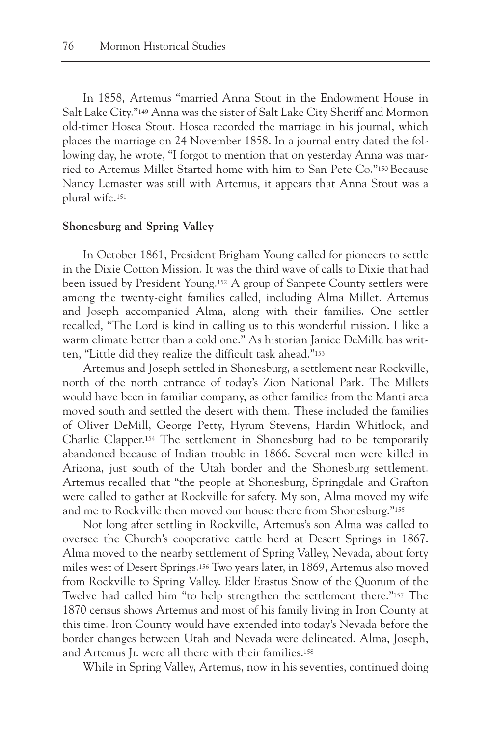In 1858, Artemus "married Anna Stout in the Endowment House in Salt Lake City."[149] Anna was the sister of Salt Lake City Sheriff and Mormon old-timer Hosea Stout. Hosea recorded the marriage in his journal, which places the marriage on 24 November 1858. In a journal entry dated the following day, he wrote, "I forgot to mention that on yesterday Anna was married to Artemus Millet Started home with him to San Pete Co."[150] Because Nancy Lemaster was still with Artemus, it appears that Anna Stout was a plural wife.[151]

**Shonesburg and Spring Valley**

In October 1861, President Brigham Young called for pioneers to settle in the Dixie Cotton Mission. It was the third wave of calls to Dixie that had been issued by President Young.[152] A group of Sanpete County settlers were among the twenty-eight families called, including Alma Millet. Artemus and Joseph accompanied Alma, along with their families. One settler recalled, "The Lord is kind in calling us to this wonderful mission. I like a warm climate better than a cold one." As historian Janice DeMille has written, "Little did they realize the difficult task ahead."[153]

Artemus and Joseph settled in Shonesburg, a settlement near Rockville, north of the north entrance of today's Zion National Park. The Millets would have been in familiar company, as other families from the Manti area moved south and settled the desert with them. These included the families of Oliver DeMill, George Petty, Hyrum Stevens, Hardin Whitlock, and Charlie Clapper.[154] The settlement in Shonesburg had to be temporarily abandoned because of Indian trouble in 1866. Several men were killed in Arizona, just south of the Utah border and the Shonesburg settlement. Artemus recalled that "the people at Shonesburg, Springdale and Grafton were called to gather at Rockville for safety. My son, Alma moved my wife and me to Rockville then moved our house there from Shonesburg."[155]

Not long after settling in Rockville, Artemus's son Alma was called to oversee the Church's cooperative cattle herd at Desert Springs in 1867. Alma moved to the nearby settlement of Spring Valley, Nevada, about forty miles west of Desert Springs.[156] Two years later, in 1869, Artemus also moved from Rockville to Spring Valley. Elder Erastus Snow of the Quorum of the Twelve had called him "to help strengthen the settlement there."[157] The 1870 census shows Artemus and most of his family living in Iron County at this time. Iron County would have extended into today's Nevada before the border changes between Utah and Nevada were delineated. Alma, Joseph, and Artemus Jr. were all there with their families.[158]

While in Spring Valley, Artemus, now in his seventies, continued doing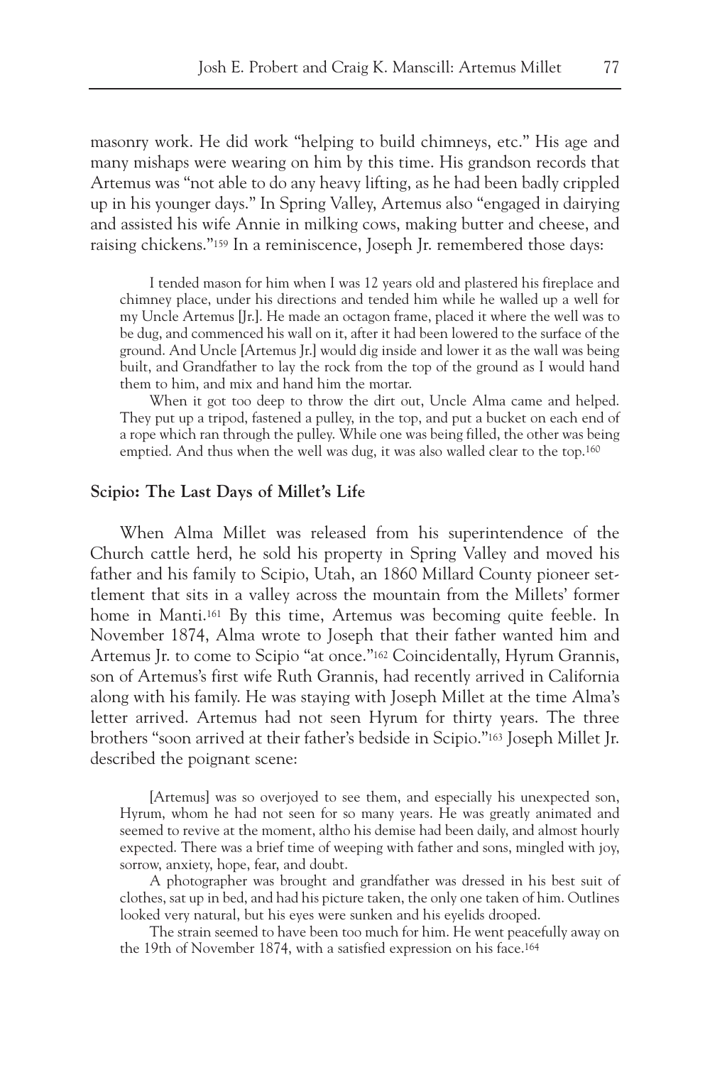masonry work. He did work "helping to build chimneys, etc." His age and many mishaps were wearing on him by this time. His grandson records that Artemus was "not able to do any heavy lifting, as he had been badly crippled up in his younger days." In Spring Valley, Artemus also "engaged in dairying and assisted his wife Annie in milking cows, making butter and cheese, and raising chickens."[159] In a reminiscence, Joseph Jr. remembered those days:

> I tended mason for him when I was 12 years old and plastered his fireplace and chimney place, under his directions and tended him while he walled up a well for my Uncle Artemus [Jr.]. He made an octagon frame, placed it where the well was to be dug, and commenced his wall on it, after it had been lowered to the surface of the ground. And Uncle [Artemus Jr.] would dig inside and lower it as the wall was being built, and Grandfather to lay the rock from the top of the ground as I would hand them to him, and mix and hand him the mortar.
>
> When it got too deep to throw the dirt out, Uncle Alma came and helped. They put up a tripod, fastened a pulley, in the top, and put a bucket on each end of a rope which ran through the pulley. While one was being filled, the other was being emptied. And thus when the well was dug, it was also walled clear to the top.[160]

## Scipio: The Last Days of Millet's Life

When Alma Millet was released from his superintendence of the Church cattle herd, he sold his property in Spring Valley and moved his father and his family to Scipio, Utah, an 1860 Millard County pioneer settlement that sits in a valley across the mountain from the Millets' former home in Manti.[161] By this time, Artemus was becoming quite feeble. In November 1874, Alma wrote to Joseph that their father wanted him and Artemus Jr. to come to Scipio "at once."[162] Coincidentally, Hyrum Grannis, son of Artemus's first wife Ruth Grannis, had recently arrived in California along with his family. He was staying with Joseph Millet at the time Alma's letter arrived. Artemus had not seen Hyrum for thirty years. The three brothers "soon arrived at their father's bedside in Scipio."[163] Joseph Millet Jr. described the poignant scene:

> [Artemus] was so overjoyed to see them, and especially his unexpected son, Hyrum, whom he had not seen for so many years. He was greatly animated and seemed to revive at the moment, altho his demise had been daily, and almost hourly expected. There was a brief time of weeping with father and sons, mingled with joy, sorrow, anxiety, hope, fear, and doubt.
>
> A photographer was brought and grandfather was dressed in his best suit of clothes, sat up in bed, and had his picture taken, the only one taken of him. Outlines looked very natural, but his eyes were sunken and his eyelids drooped.
>
> The strain seemed to have been too much for him. He went peacefully away on the 19th of November 1874, with a satisfied expression on his face.[164]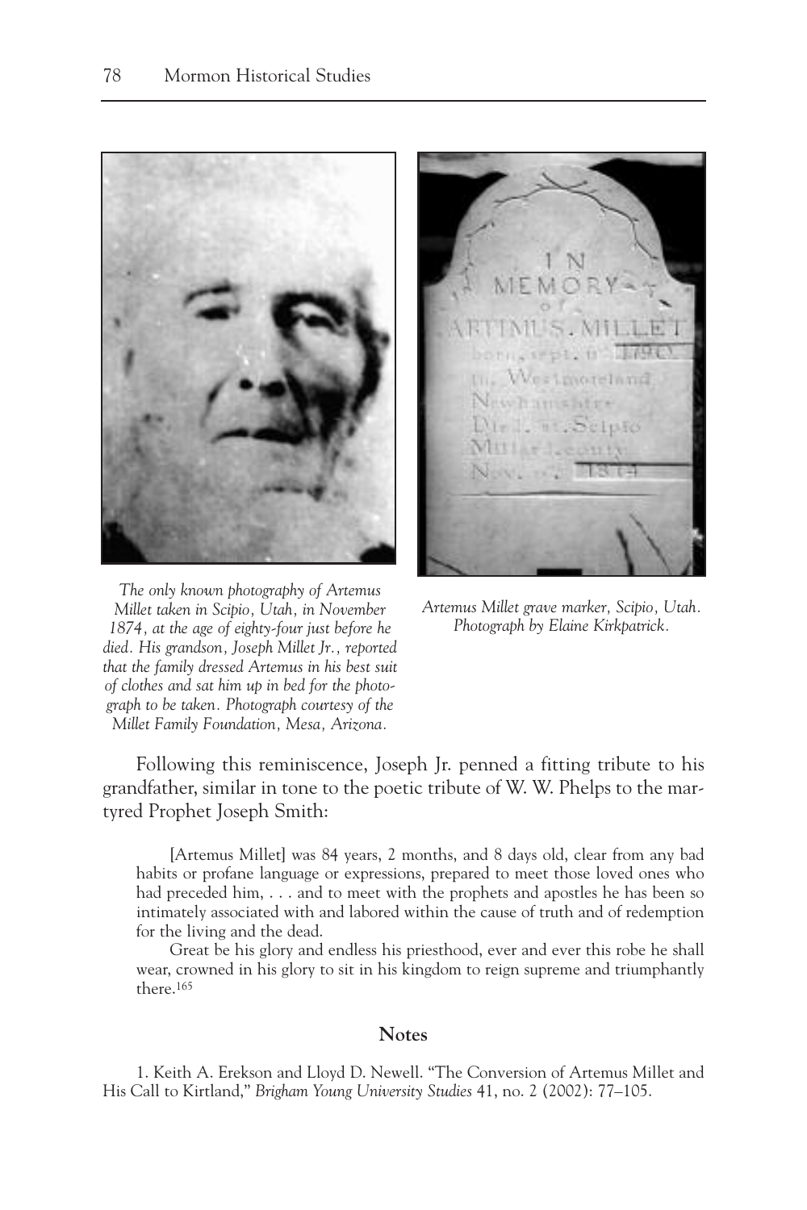The only known photography of Artemus Millet taken in Scipio, Utah, in November 1874, at the age of eighty-four just before he died. His grandson, Joseph Millet Jr., reported that the family dressed Artemus in his best suit of clothes and sat him up in bed for the photograph to be taken. Photograph courtesy of the Millet Family Foundation, Mesa, Arizona.

Artemus Millet grave marker, Scipio, Utah. Photograph by Elaine Kirkpatrick.

Following this reminiscence, Joseph Jr. penned a fitting tribute to his grandfather, similar in tone to the poetic tribute of W. W. Phelps to the martyred Prophet Joseph Smith:

> [Artemus Millet] was 84 years, 2 months, and 8 days old, clear from any bad habits or profane language or expressions, prepared to meet those loved ones who had preceded him, . . . and to meet with the prophets and apostles he has been so intimately associated with and labored within the cause of truth and of redemption for the living and the dead.
>
> Great be his glory and endless his priesthood, ever and ever this robe he shall wear, crowned in his glory to sit in his kingdom to reign supreme and triumphantly there.[165]

## Notes

1. Keith A. Erekson and Lloyd D. Newell. "The Conversion of Artemus Millet and His Call to Kirtland," *Brigham Young University Studies* 41, no. 2 (2002): 77–105.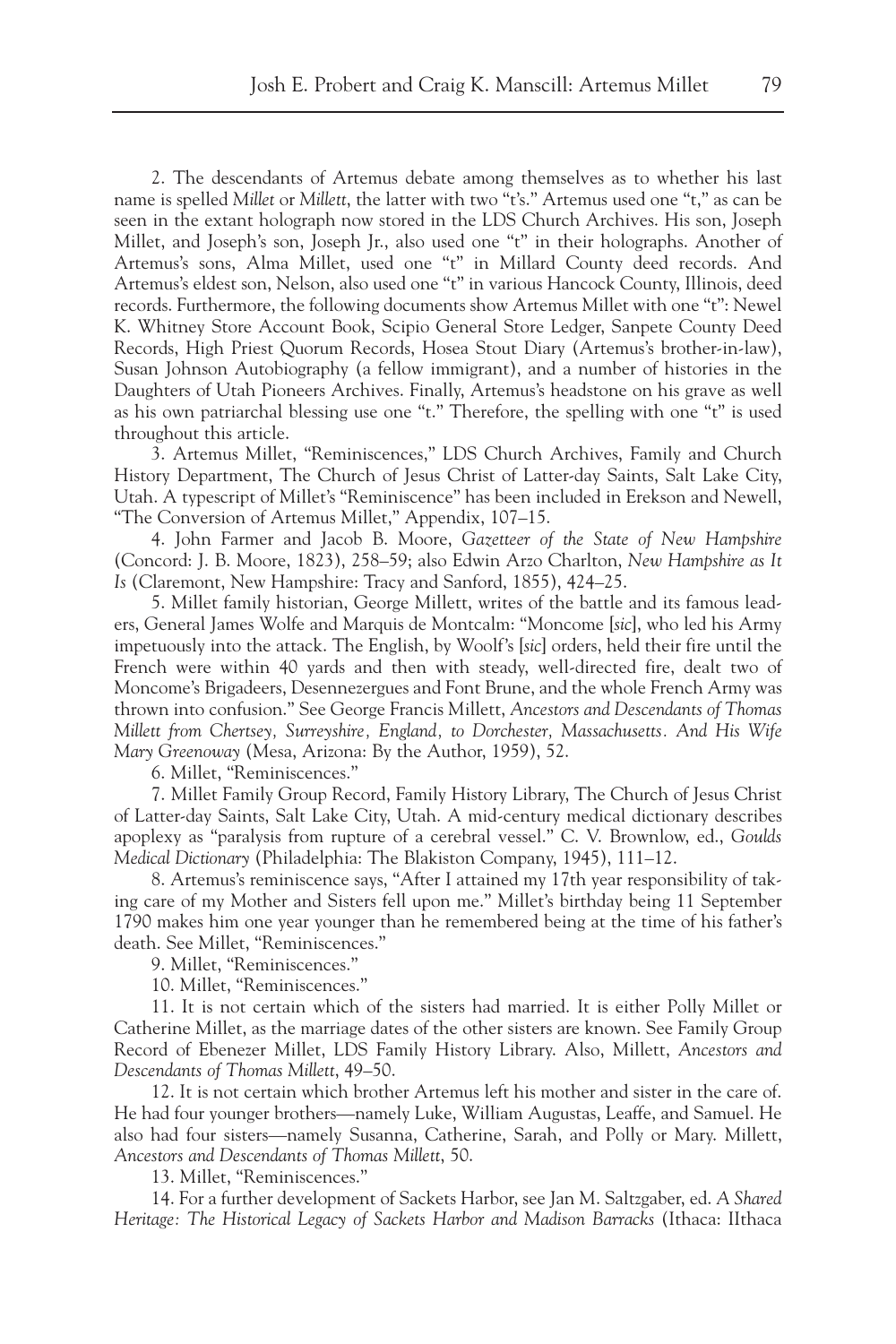2. The descendants of Artemus debate among themselves as to whether his last name is spelled *Millet* or *Millett*, the latter with two "t's." Artemus used one "t," as can be seen in the extant holograph now stored in the LDS Church Archives. His son, Joseph Millet, and Joseph's son, Joseph Jr., also used one "t" in their holographs. Another of Artemus's sons, Alma Millet, used one "t" in Millard County deed records. And Artemus's eldest son, Nelson, also used one "t" in various Hancock County, Illinois, deed records. Furthermore, the following documents show Artemus Millet with one "t": Newel K. Whitney Store Account Book, Scipio General Store Ledger, Sanpete County Deed Records, High Priest Quorum Records, Hosea Stout Diary (Artemus's brother-in-law), Susan Johnson Autobiography (a fellow immigrant), and a number of histories in the Daughters of Utah Pioneers Archives. Finally, Artemus's headstone on his grave as well as his own patriarchal blessing use one "t." Therefore, the spelling with one "t" is used throughout this article.

3. Artemus Millet, "Reminiscences," LDS Church Archives, Family and Church History Department, The Church of Jesus Christ of Latter-day Saints, Salt Lake City, Utah. A typescript of Millet's "Reminiscence" has been included in Erekson and Newell, "The Conversion of Artemus Millet," Appendix, 107–15.

4. John Farmer and Jacob B. Moore, *Gazetteer of the State of New Hampshire* (Concord: J. B. Moore, 1823), 258–59; also Edwin Arzo Charlton, *New Hampshire as It Is* (Claremont, New Hampshire: Tracy and Sanford, 1855), 424–25.

5. Millet family historian, George Millett, writes of the battle and its famous leaders, General James Wolfe and Marquis de Montcalm: "Moncome [*sic*], who led his Army impetuously into the attack. The English, by Woolf's [*sic*] orders, held their fire until the French were within 40 yards and then with steady, well-directed fire, dealt two of Moncome's Brigadeers, Desennezergues and Font Brune, and the whole French Army was thrown into confusion." See George Francis Millett, *Ancestors and Descendants of Thomas Millett from Chertsey, Surreyshire, England, to Dorchester, Massachusetts. And His Wife Mary Greenoway* (Mesa, Arizona: By the Author, 1959), 52.

6. Millet, "Reminiscences."

7. Millet Family Group Record, Family History Library, The Church of Jesus Christ of Latter-day Saints, Salt Lake City, Utah. A mid-century medical dictionary describes apoplexy as "paralysis from rupture of a cerebral vessel." C. V. Brownlow, ed., *Goulds Medical Dictionary* (Philadelphia: The Blakiston Company, 1945), 111–12.

8. Artemus's reminiscence says, "After I attained my 17th year responsibility of taking care of my Mother and Sisters fell upon me." Millet's birthday being 11 September 1790 makes him one year younger than he remembered being at the time of his father's death. See Millet, "Reminiscences."

9. Millet, "Reminiscences."

10. Millet, "Reminiscences."

11. It is not certain which of the sisters had married. It is either Polly Millet or Catherine Millet, as the marriage dates of the other sisters are known. See Family Group Record of Ebenezer Millet, LDS Family History Library. Also, Millett, *Ancestors and Descendants of Thomas Millett*, 49–50.

12. It is not certain which brother Artemus left his mother and sister in the care of. He had four younger brothers—namely Luke, William Augustas, Leaffe, and Samuel. He also had four sisters—namely Susanna, Catherine, Sarah, and Polly or Mary. Millett, *Ancestors and Descendants of Thomas Millett*, 50.

13. Millet, "Reminiscences."

14. For a further development of Sackets Harbor, see Jan M. Saltzgaber, ed. *A Shared Heritage: The Historical Legacy of Sackets Harbor and Madison Barracks* (Ithaca: IIthaca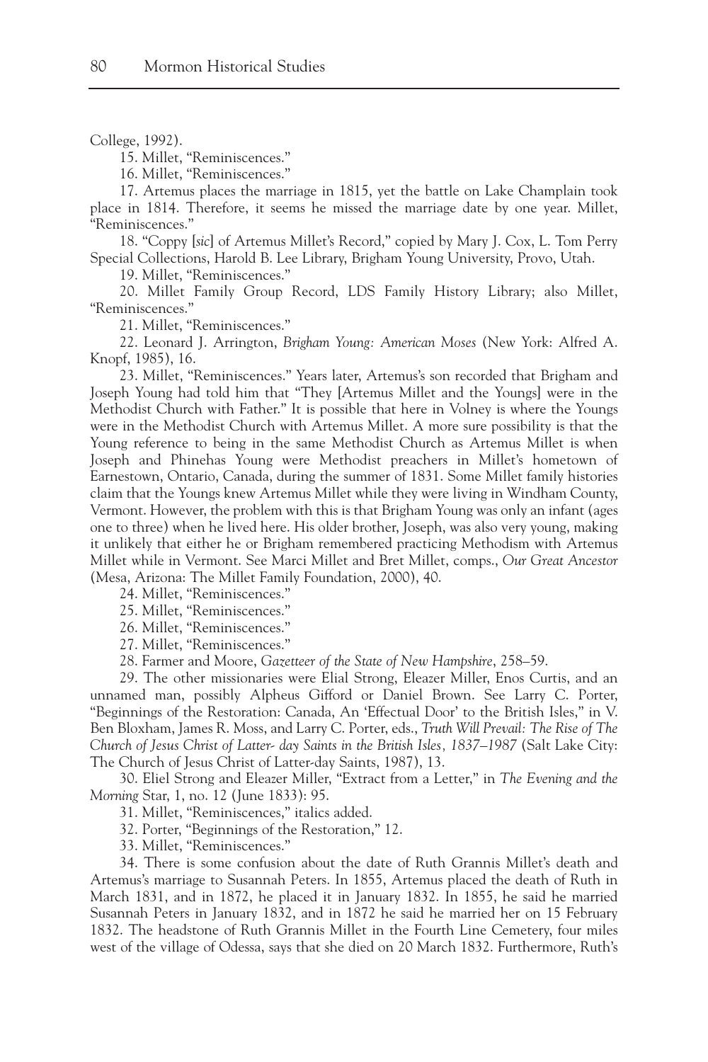College, 1992).

15. Millet, "Reminiscences."

16. Millet, "Reminiscences."

17. Artemus places the marriage in 1815, yet the battle on Lake Champlain took place in 1814. Therefore, it seems he missed the marriage date by one year. Millet, "Reminiscences."

18. "Coppy [*sic*] of Artemus Millet's Record," copied by Mary J. Cox, L. Tom Perry Special Collections, Harold B. Lee Library, Brigham Young University, Provo, Utah.

19. Millet, "Reminiscences."

20. Millet Family Group Record, LDS Family History Library; also Millet, "Reminiscences."

21. Millet, "Reminiscences."

22. Leonard J. Arrington, *Brigham Young: American Moses* (New York: Alfred A. Knopf, 1985), 16.

23. Millet, "Reminiscences." Years later, Artemus's son recorded that Brigham and Joseph Young had told him that "They [Artemus Millet and the Youngs] were in the Methodist Church with Father." It is possible that here in Volney is where the Youngs were in the Methodist Church with Artemus Millet. A more sure possibility is that the Young reference to being in the same Methodist Church as Artemus Millet is when Joseph and Phinehas Young were Methodist preachers in Millet's hometown of Earnestown, Ontario, Canada, during the summer of 1831. Some Millet family histories claim that the Youngs knew Artemus Millet while they were living in Windham County, Vermont. However, the problem with this is that Brigham Young was only an infant (ages one to three) when he lived here. His older brother, Joseph, was also very young, making it unlikely that either he or Brigham remembered practicing Methodism with Artemus Millet while in Vermont. See Marci Millet and Bret Millet, comps., *Our Great Ancestor* (Mesa, Arizona: The Millet Family Foundation, 2000), 40.

24. Millet, "Reminiscences."

25. Millet, "Reminiscences."

26. Millet, "Reminiscences."

27. Millet, "Reminiscences."

28. Farmer and Moore, *Gazetteer of the State of New Hampshire*, 258–59.

29. The other missionaries were Elial Strong, Eleazer Miller, Enos Curtis, and an unnamed man, possibly Alpheus Gifford or Daniel Brown. See Larry C. Porter, "Beginnings of the Restoration: Canada, An 'Effectual Door' to the British Isles," in V. Ben Bloxham, James R. Moss, and Larry C. Porter, eds., *Truth Will Prevail: The Rise of The Church of Jesus Christ of Latter- day Saints in the British Isles, 1837–1987* (Salt Lake City: The Church of Jesus Christ of Latter-day Saints, 1987), 13.

30. Eliel Strong and Eleazer Miller, "Extract from a Letter," in *The Evening and the Morning* Star, 1, no. 12 (June 1833): 95.

31. Millet, "Reminiscences," italics added.

32. Porter, "Beginnings of the Restoration," 12.

33. Millet, "Reminiscences."

34. There is some confusion about the date of Ruth Grannis Millet's death and Artemus's marriage to Susannah Peters. In 1855, Artemus placed the death of Ruth in March 1831, and in 1872, he placed it in January 1832. In 1855, he said he married Susannah Peters in January 1832, and in 1872 he said he married her on 15 February 1832. The headstone of Ruth Grannis Millet in the Fourth Line Cemetery, four miles west of the village of Odessa, says that she died on 20 March 1832. Furthermore, Ruth's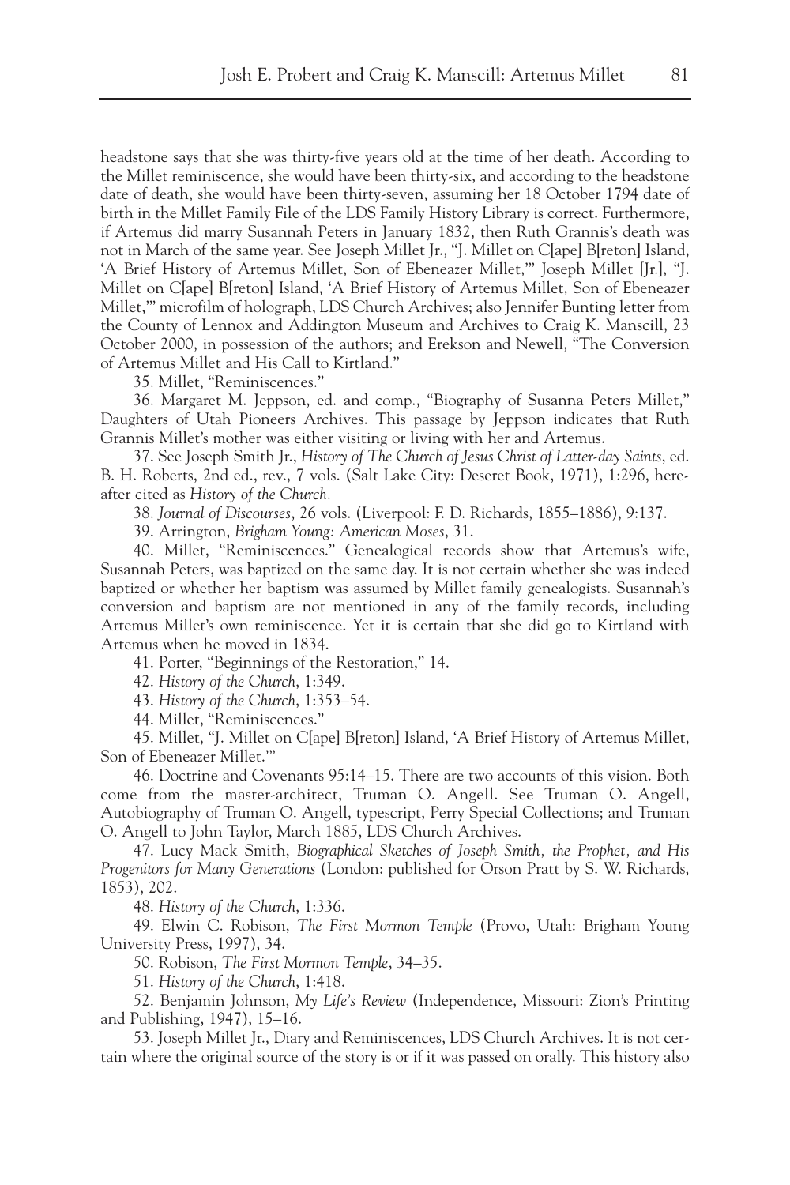headstone says that she was thirty-five years old at the time of her death. According to the Millet reminiscence, she would have been thirty-six, and according to the headstone date of death, she would have been thirty-seven, assuming her 18 October 1794 date of birth in the Millet Family File of the LDS Family History Library is correct. Furthermore, if Artemus did marry Susannah Peters in January 1832, then Ruth Grannis's death was not in March of the same year. See Joseph Millet Jr., "J. Millet on C[ape] B[reton] Island, 'A Brief History of Artemus Millet, Son of Ebeneazer Millet,'" Joseph Millet [Jr.], "J. Millet on C[ape] B[reton] Island, 'A Brief History of Artemus Millet, Son of Ebeneazer Millet,'" microfilm of holograph, LDS Church Archives; also Jennifer Bunting letter from the County of Lennox and Addington Museum and Archives to Craig K. Manscill, 23 October 2000, in possession of the authors; and Erekson and Newell, "The Conversion of Artemus Millet and His Call to Kirtland."

35. Millet, "Reminiscences."

36. Margaret M. Jeppson, ed. and comp., "Biography of Susanna Peters Millet," Daughters of Utah Pioneers Archives. This passage by Jeppson indicates that Ruth Grannis Millet's mother was either visiting or living with her and Artemus.

37. See Joseph Smith Jr., *History of The Church of Jesus Christ of Latter-day Saints*, ed. B. H. Roberts, 2nd ed., rev., 7 vols. (Salt Lake City: Deseret Book, 1971), 1:296, hereafter cited as *History of the Church*.

38. *Journal of Discourses*, 26 vols. (Liverpool: F. D. Richards, 1855–1886), 9:137.

39. Arrington, *Brigham Young: American Moses*, 31.

40. Millet, "Reminiscences." Genealogical records show that Artemus's wife, Susannah Peters, was baptized on the same day. It is not certain whether she was indeed baptized or whether her baptism was assumed by Millet family genealogists. Susannah's conversion and baptism are not mentioned in any of the family records, including Artemus Millet's own reminiscence. Yet it is certain that she did go to Kirtland with Artemus when he moved in 1834.

41. Porter, "Beginnings of the Restoration," 14.

42. *History of the Church*, 1:349.

43. *History of the Church*, 1:353–54.

44. Millet, "Reminiscences."

45. Millet, "J. Millet on C[ape] B[reton] Island, 'A Brief History of Artemus Millet, Son of Ebeneazer Millet.'"

46. Doctrine and Covenants 95:14–15. There are two accounts of this vision. Both come from the master-architect, Truman O. Angell. See Truman O. Angell, Autobiography of Truman O. Angell, typescript, Perry Special Collections; and Truman O. Angell to John Taylor, March 1885, LDS Church Archives.

47. Lucy Mack Smith, *Biographical Sketches of Joseph Smith, the Prophet, and His Progenitors for Many Generations* (London: published for Orson Pratt by S. W. Richards, 1853), 202.

48. *History of the Church*, 1:336.

49. Elwin C. Robison, *The First Mormon Temple* (Provo, Utah: Brigham Young University Press, 1997), 34.

50. Robison, *The First Mormon Temple*, 34–35.

51. *History of the Church*, 1:418.

52. Benjamin Johnson, *My Life's Review* (Independence, Missouri: Zion's Printing and Publishing, 1947), 15–16.

53. Joseph Millet Jr., Diary and Reminiscences, LDS Church Archives. It is not certain where the original source of the story is or if it was passed on orally. This history also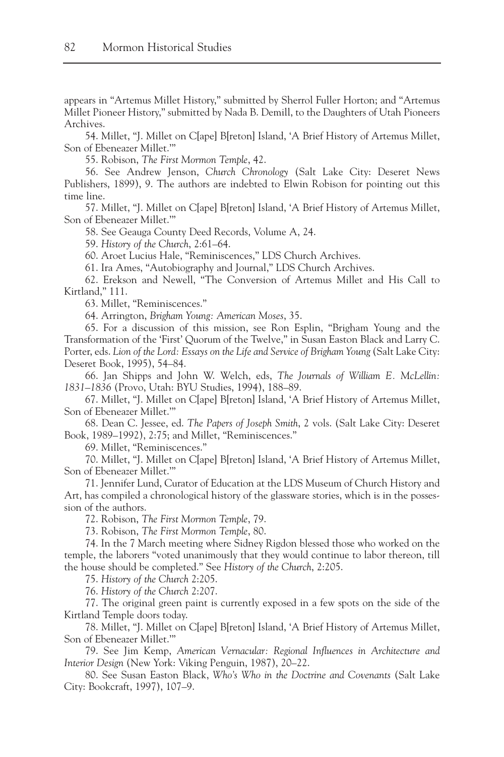appears in "Artemus Millet History," submitted by Sherrol Fuller Horton; and "Artemus Millet Pioneer History," submitted by Nada B. Demill, to the Daughters of Utah Pioneers Archives.

54. Millet, "J. Millet on C[ape] B[reton] Island, 'A Brief History of Artemus Millet, Son of Ebeneazer Millet.'"

55. Robison, *The First Mormon Temple*, 42.

56. See Andrew Jenson, *Church Chronology* (Salt Lake City: Deseret News Publishers, 1899), 9. The authors are indebted to Elwin Robison for pointing out this time line.

57. Millet, "J. Millet on C[ape] B[reton] Island, 'A Brief History of Artemus Millet, Son of Ebeneazer Millet.'"

58. See Geauga County Deed Records, Volume A, 24.

59. *History of the Church*, 2:61–64.

60. Aroet Lucius Hale, "Reminiscences," LDS Church Archives.

61. Ira Ames, "Autobiography and Journal," LDS Church Archives.

62. Erekson and Newell, "The Conversion of Artemus Millet and His Call to Kirtland," 111.

63. Millet, "Reminiscences."

64. Arrington, *Brigham Young: American Moses*, 35.

65. For a discussion of this mission, see Ron Esplin, "Brigham Young and the Transformation of the 'First' Quorum of the Twelve," in Susan Easton Black and Larry C. Porter, eds. *Lion of the Lord: Essays on the Life and Service of Brigham Young* (Salt Lake City: Deseret Book, 1995), 54–84.

66. Jan Shipps and John W. Welch, eds, *The Journals of William E. McLellin: 1831–1836* (Provo, Utah: BYU Studies, 1994), 188–89.

67. Millet, "J. Millet on C[ape] B[reton] Island, 'A Brief History of Artemus Millet, Son of Ebeneazer Millet.'"

68. Dean C. Jessee, ed. *The Papers of Joseph Smith*, 2 vols. (Salt Lake City: Deseret Book, 1989–1992), 2:75; and Millet, "Reminiscences."

69. Millet, "Reminiscences."

70. Millet, "J. Millet on C[ape] B[reton] Island, 'A Brief History of Artemus Millet, Son of Ebeneazer Millet.'"

71. Jennifer Lund, Curator of Education at the LDS Museum of Church History and Art, has compiled a chronological history of the glassware stories, which is in the possession of the authors.

72. Robison, *The First Mormon Temple*, 79.

73. Robison, *The First Mormon Temple*, 80.

74. In the 7 March meeting where Sidney Rigdon blessed those who worked on the temple, the laborers "voted unanimously that they would continue to labor thereon, till the house should be completed." See *History of the Church*, 2:205.

75. *History of the Church* 2:205.

76. *History of the Church* 2:207.

77. The original green paint is currently exposed in a few spots on the side of the Kirtland Temple doors today.

78. Millet, "J. Millet on C[ape] B[reton] Island, 'A Brief History of Artemus Millet, Son of Ebeneazer Millet.'"

79. See Jim Kemp, *American Vernacular: Regional Influences in Architecture and Interior Design* (New York: Viking Penguin, 1987), 20–22.

80. See Susan Easton Black, *Who's Who in the Doctrine and Covenants* (Salt Lake City: Bookcraft, 1997), 107–9.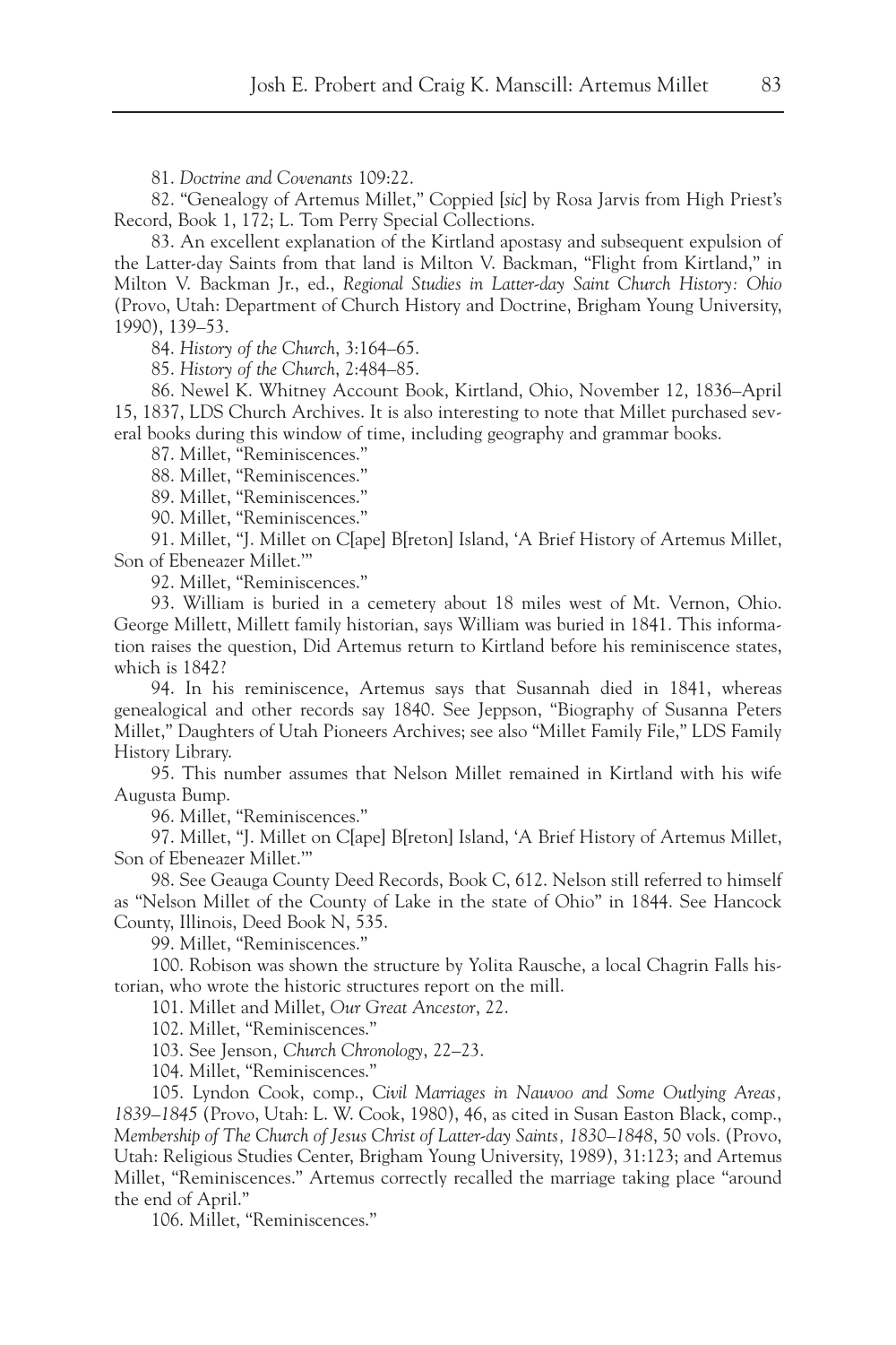81. *Doctrine and Covenants* 109:22.

82. "Genealogy of Artemus Millet," Coppied [*sic*] by Rosa Jarvis from High Priest's Record, Book 1, 172; L. Tom Perry Special Collections.

83. An excellent explanation of the Kirtland apostasy and subsequent expulsion of the Latter-day Saints from that land is Milton V. Backman, "Flight from Kirtland," in Milton V. Backman Jr., ed., *Regional Studies in Latter-day Saint Church History: Ohio* (Provo, Utah: Department of Church History and Doctrine, Brigham Young University, 1990), 139–53.

84. *History of the Church*, 3:164–65.

85. *History of the Church*, 2:484–85.

86. Newel K. Whitney Account Book, Kirtland, Ohio, November 12, 1836–April 15, 1837, LDS Church Archives. It is also interesting to note that Millet purchased several books during this window of time, including geography and grammar books.

87. Millet, "Reminiscences."

88. Millet, "Reminiscences."

89. Millet, "Reminiscences."

90. Millet, "Reminiscences."

91. Millet, "J. Millet on C[ape] B[reton] Island, 'A Brief History of Artemus Millet, Son of Ebeneazer Millet.'"

92. Millet, "Reminiscences."

93. William is buried in a cemetery about 18 miles west of Mt. Vernon, Ohio. George Millett, Millett family historian, says William was buried in 1841. This information raises the question, Did Artemus return to Kirtland before his reminiscence states, which is 1842?

94. In his reminiscence, Artemus says that Susannah died in 1841, whereas genealogical and other records say 1840. See Jeppson, "Biography of Susanna Peters Millet," Daughters of Utah Pioneers Archives; see also "Millet Family File," LDS Family History Library.

95. This number assumes that Nelson Millet remained in Kirtland with his wife Augusta Bump.

96. Millet, "Reminiscences."

97. Millet, "J. Millet on C[ape] B[reton] Island, 'A Brief History of Artemus Millet, Son of Ebeneazer Millet.'"

98. See Geauga County Deed Records, Book C, 612. Nelson still referred to himself as "Nelson Millet of the County of Lake in the state of Ohio" in 1844. See Hancock County, Illinois, Deed Book N, 535.

99. Millet, "Reminiscences."

100. Robison was shown the structure by Yolita Rausche, a local Chagrin Falls historian, who wrote the historic structures report on the mill.

101. Millet and Millet, *Our Great Ancestor*, 22.

102. Millet, "Reminiscences."

103. See Jenson, *Church Chronology*, 22–23.

104. Millet, "Reminiscences."

105. Lyndon Cook, comp., *Civil Marriages in Nauvoo and Some Outlying Areas, 1839–1845* (Provo, Utah: L. W. Cook, 1980), 46, as cited in Susan Easton Black, comp., *Membership of The Church of Jesus Christ of Latter-day Saints, 1830–1848*, 50 vols. (Provo, Utah: Religious Studies Center, Brigham Young University, 1989), 31:123; and Artemus Millet, "Reminiscences." Artemus correctly recalled the marriage taking place "around the end of April."

106. Millet, "Reminiscences."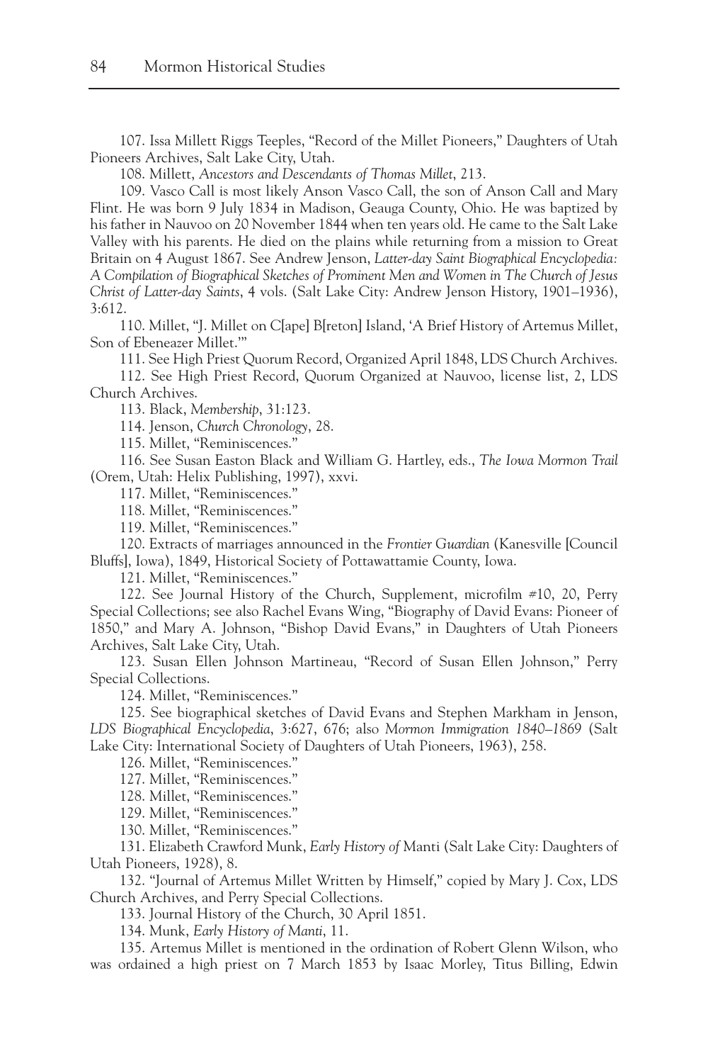107. Issa Millett Riggs Teeples, "Record of the Millet Pioneers," Daughters of Utah Pioneers Archives, Salt Lake City, Utah.

108. Millett, *Ancestors and Descendants of Thomas Millet*, 213.

109. Vasco Call is most likely Anson Vasco Call, the son of Anson Call and Mary Flint. He was born 9 July 1834 in Madison, Geauga County, Ohio. He was baptized by his father in Nauvoo on 20 November 1844 when ten years old. He came to the Salt Lake Valley with his parents. He died on the plains while returning from a mission to Great Britain on 4 August 1867. See Andrew Jenson, *Latter-day Saint Biographical Encyclopedia: A Compilation of Biographical Sketches of Prominent Men and Women in The Church of Jesus Christ of Latter-day Saints*, 4 vols. (Salt Lake City: Andrew Jenson History, 1901–1936), 3:612.

110. Millet, "J. Millet on C[ape] B[reton] Island, 'A Brief History of Artemus Millet, Son of Ebeneazer Millet.'"

111. See High Priest Quorum Record, Organized April 1848, LDS Church Archives.

112. See High Priest Record, Quorum Organized at Nauvoo, license list, 2, LDS Church Archives.

113. Black, *Membership*, 31:123.

114. Jenson, *Church Chronology*, 28.

115. Millet, "Reminiscences."

116. See Susan Easton Black and William G. Hartley, eds., *The Iowa Mormon Trail* (Orem, Utah: Helix Publishing, 1997), xxvi.

117. Millet, "Reminiscences."

118. Millet, "Reminiscences."

119. Millet, "Reminiscences."

120. Extracts of marriages announced in the *Frontier Guardian* (Kanesville [Council Bluffs], Iowa), 1849, Historical Society of Pottawattamie County, Iowa.

121. Millet, "Reminiscences."

122. See Journal History of the Church, Supplement, microfilm #10, 20, Perry Special Collections; see also Rachel Evans Wing, "Biography of David Evans: Pioneer of 1850," and Mary A. Johnson, "Bishop David Evans," in Daughters of Utah Pioneers Archives, Salt Lake City, Utah.

123. Susan Ellen Johnson Martineau, "Record of Susan Ellen Johnson," Perry Special Collections.

124. Millet, "Reminiscences."

125. See biographical sketches of David Evans and Stephen Markham in Jenson, *LDS Biographical Encyclopedia*, 3:627, 676; also *Mormon Immigration 1840–1869* (Salt Lake City: International Society of Daughters of Utah Pioneers, 1963), 258.

126. Millet, "Reminiscences."

127. Millet, "Reminiscences."

128. Millet, "Reminiscences."

129. Millet, "Reminiscences."

130. Millet, "Reminiscences."

131. Elizabeth Crawford Munk, *Early History of* Manti (Salt Lake City: Daughters of Utah Pioneers, 1928), 8.

132. "Journal of Artemus Millet Written by Himself," copied by Mary J. Cox, LDS Church Archives, and Perry Special Collections.

133. Journal History of the Church, 30 April 1851.

134. Munk, *Early History of Manti*, 11.

135. Artemus Millet is mentioned in the ordination of Robert Glenn Wilson, who was ordained a high priest on 7 March 1853 by Isaac Morley, Titus Billing, Edwin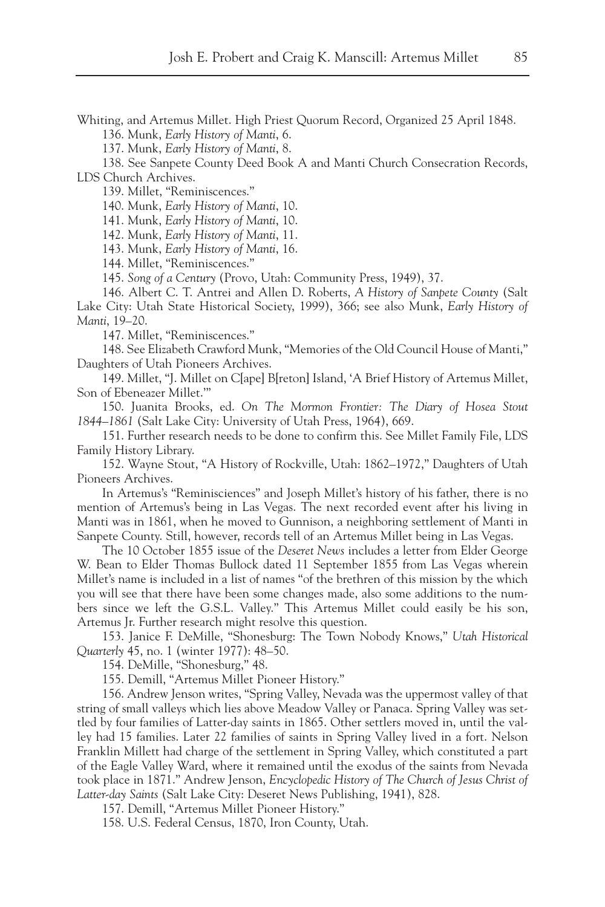Whiting, and Artemus Millet. High Priest Quorum Record, Organized 25 April 1848.

136. Munk, *Early History of Manti*, 6.

137. Munk, *Early History of Manti*, 8.

138. See Sanpete County Deed Book A and Manti Church Consecration Records, LDS Church Archives.

139. Millet, "Reminiscences."

140. Munk, *Early History of Manti*, 10.

141. Munk, *Early History of Manti*, 10.

142. Munk, *Early History of Manti*, 11.

143. Munk, *Early History of Manti*, 16.

144. Millet, "Reminiscences."

145. *Song of a Century* (Provo, Utah: Community Press, 1949), 37.

146. Albert C. T. Antrei and Allen D. Roberts, *A History of Sanpete County* (Salt Lake City: Utah State Historical Society, 1999), 366; see also Munk, *Early History of Manti*, 19–20.

147. Millet, "Reminiscences."

148. See Elizabeth Crawford Munk, "Memories of the Old Council House of Manti," Daughters of Utah Pioneers Archives.

149. Millet, "J. Millet on C[ape] B[reton] Island, 'A Brief History of Artemus Millet, Son of Ebeneazer Millet.'"

150. Juanita Brooks, ed. *On The Mormon Frontier: The Diary of Hosea Stout 1844–1861* (Salt Lake City: University of Utah Press, 1964), 669.

151. Further research needs to be done to confirm this. See Millet Family File, LDS Family History Library.

152. Wayne Stout, "A History of Rockville, Utah: 1862–1972," Daughters of Utah Pioneers Archives.

In Artemus's "Reminisciences" and Joseph Millet's history of his father, there is no mention of Artemus's being in Las Vegas. The next recorded event after his living in Manti was in 1861, when he moved to Gunnison, a neighboring settlement of Manti in Sanpete County. Still, however, records tell of an Artemus Millet being in Las Vegas.

The 10 October 1855 issue of the *Deseret News* includes a letter from Elder George W. Bean to Elder Thomas Bullock dated 11 September 1855 from Las Vegas wherein Millet's name is included in a list of names "of the brethren of this mission by the which you will see that there have been some changes made, also some additions to the numbers since we left the G.S.L. Valley." This Artemus Millet could easily be his son, Artemus Jr. Further research might resolve this question.

153. Janice F. DeMille, "Shonesburg: The Town Nobody Knows," *Utah Historical Quarterly* 45, no. 1 (winter 1977): 48–50.

154. DeMille, "Shonesburg," 48.

155. Demill, "Artemus Millet Pioneer History."

156. Andrew Jenson writes, "Spring Valley, Nevada was the uppermost valley of that string of small valleys which lies above Meadow Valley or Panaca. Spring Valley was settled by four families of Latter-day saints in 1865. Other settlers moved in, until the valley had 15 families. Later 22 families of saints in Spring Valley lived in a fort. Nelson Franklin Millett had charge of the settlement in Spring Valley, which constituted a part of the Eagle Valley Ward, where it remained until the exodus of the saints from Nevada took place in 1871." Andrew Jenson, *Encyclopedic History of The Church of Jesus Christ of Latter-day Saints* (Salt Lake City: Deseret News Publishing, 1941), 828.

157. Demill, "Artemus Millet Pioneer History."

158. U.S. Federal Census, 1870, Iron County, Utah.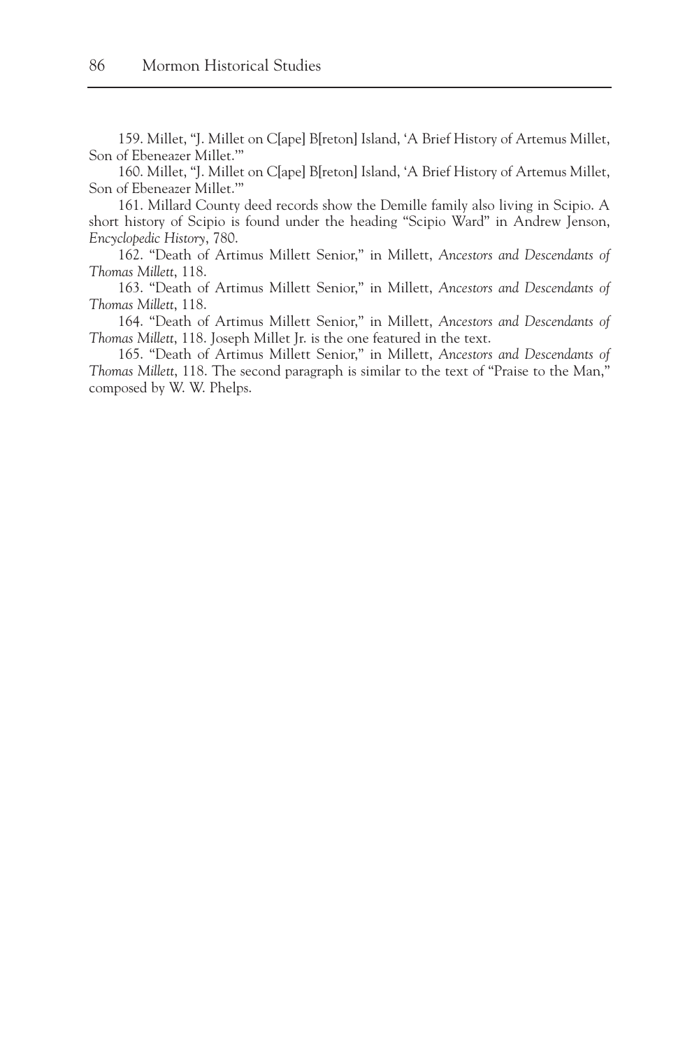159. Millet, "J. Millet on C[ape] B[reton] Island, 'A Brief History of Artemus Millet, Son of Ebeneazer Millet.'"

160. Millet, "J. Millet on C[ape] B[reton] Island, 'A Brief History of Artemus Millet, Son of Ebeneazer Millet.'"

161. Millard County deed records show the Demille family also living in Scipio. A short history of Scipio is found under the heading "Scipio Ward" in Andrew Jenson, *Encyclopedic History*, 780.

162. "Death of Artimus Millett Senior," in Millett, *Ancestors and Descendants of Thomas Millett*, 118.

163. "Death of Artimus Millett Senior," in Millett, *Ancestors and Descendants of Thomas Millett*, 118.

164. "Death of Artimus Millett Senior," in Millett, *Ancestors and Descendants of Thomas Millett*, 118. Joseph Millet Jr. is the one featured in the text.

165. "Death of Artimus Millett Senior," in Millett, *Ancestors and Descendants of Thomas Millett*, 118. The second paragraph is similar to the text of "Praise to the Man," composed by W. W. Phelps.